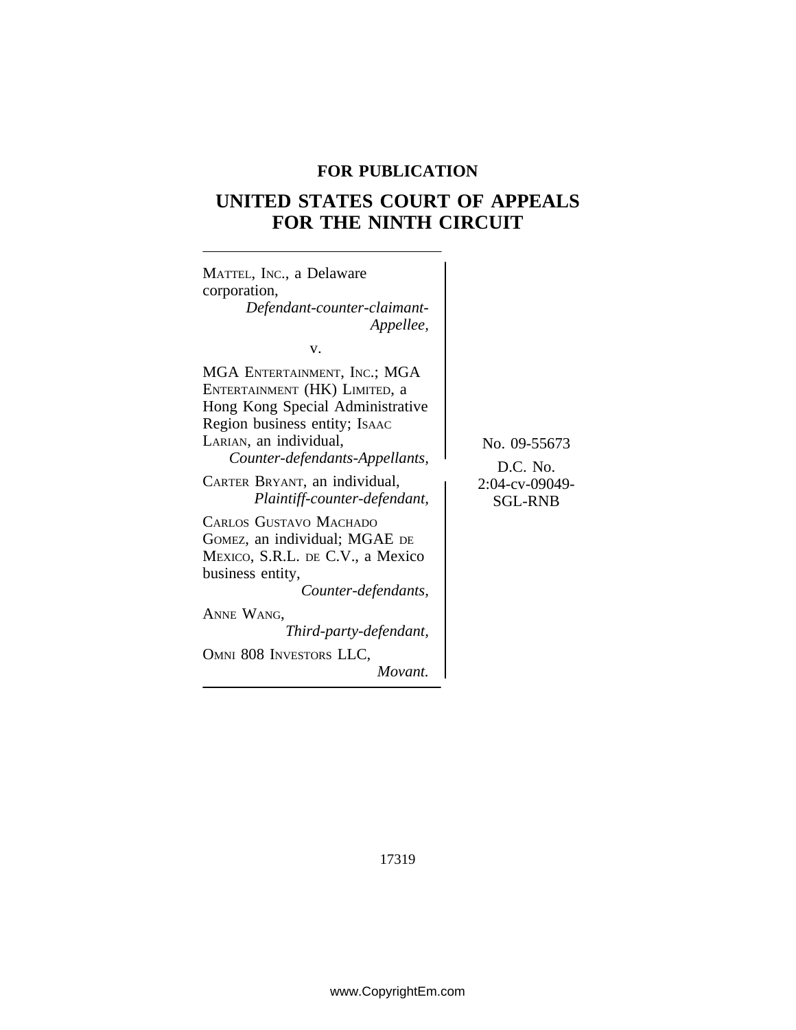**FOR PUBLICATION**

# UNITED STATES COURT OF APPEALS FOR THE NINTH CIRCUIT

MATTEL, INC., a Delaware corporation,
*Defendant-counter-claimant-Appellee,*

v.

MGA ENTERTAINMENT, INC.; MGA ENTERTAINMENT (HK) LIMITED, a Hong Kong Special Administrative Region business entity; ISAAC LARIAN, an individual,
*Counter-defendants-Appellants,*

CARTER BRYANT, an individual,
*Plaintiff-counter-defendant,*

CARLOS GUSTAVO MACHADO GOMEZ, an individual; MGAE DE MEXICO, S.R.L. DE C.V., a Mexico business entity,
*Counter-defendants,*

ANNE WANG,
*Third-party-defendant,*

OMNI 808 INVESTORS LLC,
*Movant.*

No. 09-55673

D.C. No. 2:04-cv-09049-SGL-RNB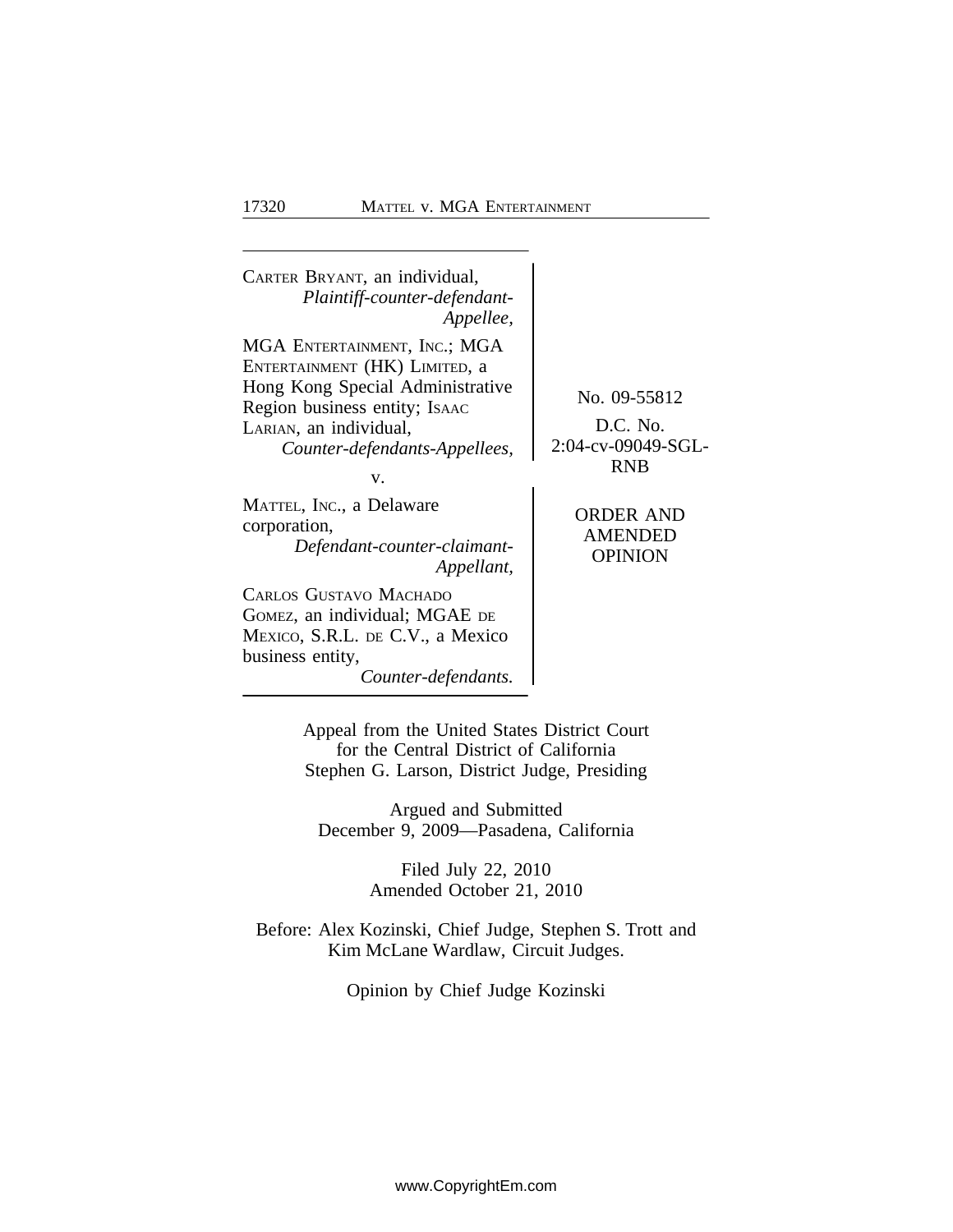CARTER BRYANT, an individual,
*Plaintiff-counter-defendant-Appellee,*

MGA ENTERTAINMENT, INC.; MGA ENTERTAINMENT (HK) LIMITED, a Hong Kong Special Administrative Region business entity; ISAAC LARIAN, an individual,
*Counter-defendants-Appellees,*

v.

MATTEL, INC., a Delaware corporation,
*Defendant-counter-claimant-Appellant,*

CARLOS GUSTAVO MACHADO GOMEZ, an individual; MGAE DE MEXICO, S.R.L. DE C.V., a Mexico business entity,
*Counter-defendants.*

No. 09-55812

D.C. No. 2:04-cv-09049-SGL-RNB

ORDER AND AMENDED OPINION

Appeal from the United States District Court
for the Central District of California
Stephen G. Larson, District Judge, Presiding

Argued and Submitted
December 9, 2009—Pasadena, California

Filed July 22, 2010
Amended October 21, 2010

Before: Alex Kozinski, Chief Judge, Stephen S. Trott and Kim McLane Wardlaw, Circuit Judges.

Opinion by Chief Judge Kozinski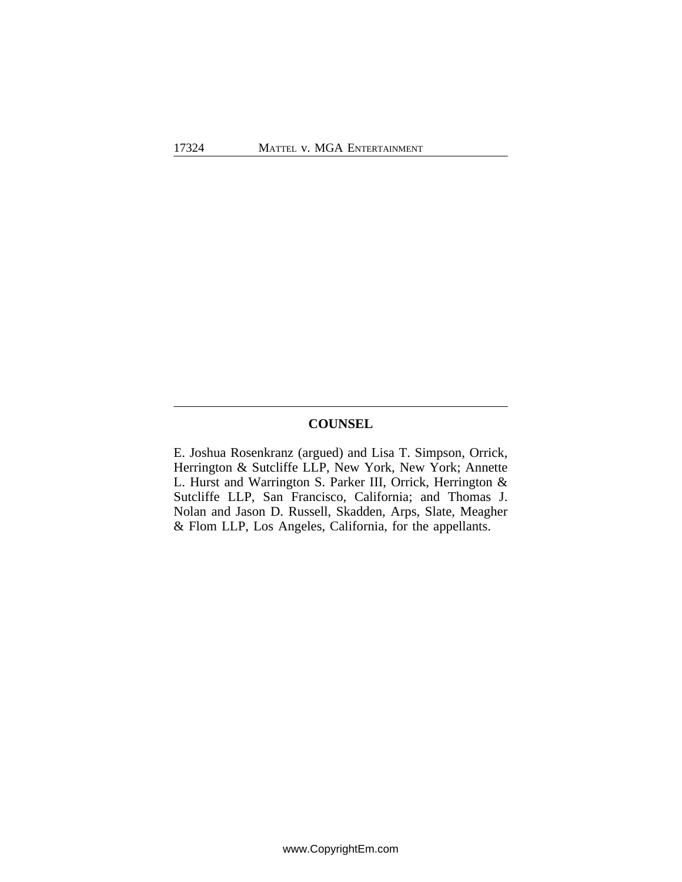## COUNSEL

E. Joshua Rosenkranz (argued) and Lisa T. Simpson, Orrick, Herrington & Sutcliffe LLP, New York, New York; Annette L. Hurst and Warrington S. Parker III, Orrick, Herrington & Sutcliffe LLP, San Francisco, California; and Thomas J. Nolan and Jason D. Russell, Skadden, Arps, Slate, Meagher & Flom LLP, Los Angeles, California, for the appellants.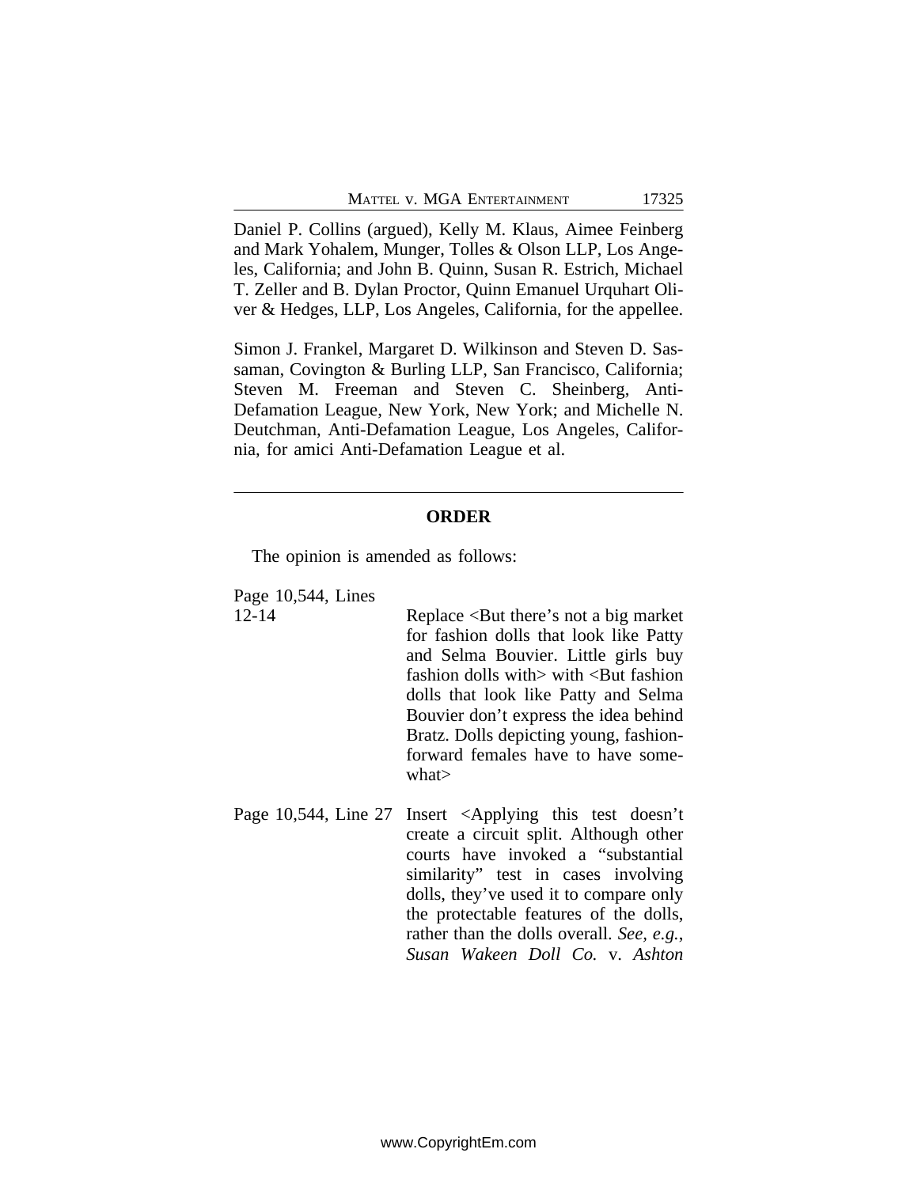Daniel P. Collins (argued), Kelly M. Klaus, Aimee Feinberg and Mark Yohalem, Munger, Tolles & Olson LLP, Los Angeles, California; and John B. Quinn, Susan R. Estrich, Michael T. Zeller and B. Dylan Proctor, Quinn Emanuel Urquhart Oliver & Hedges, LLP, Los Angeles, California, for the appellee.

Simon J. Frankel, Margaret D. Wilkinson and Steven D. Sassaman, Covington & Burling LLP, San Francisco, California; Steven M. Freeman and Steven C. Sheinberg, Anti-Defamation League, New York, New York; and Michelle N. Deutchman, Anti-Defamation League, Los Angeles, California, for amici Anti-Defamation League et al.

---

## ORDER

The opinion is amended as follows:

| | |
|---|---|
| Page 10,544, Lines 12-14 | Replace <But there's not a big market for fashion dolls that look like Patty and Selma Bouvier. Little girls buy fashion dolls with> with <But fashion dolls that look like Patty and Selma Bouvier don't express the idea behind Bratz. Dolls depicting young, fashion-forward females have to have somewhat> |
| Page 10,544, Line 27 | Insert <Applying this test doesn't create a circuit split. Although other courts have invoked a "substantial similarity" test in cases involving dolls, they've used it to compare only the protectable features of the dolls, rather than the dolls overall. *See, e.g.*, *Susan Wakeen Doll Co.* v. *Ashton* |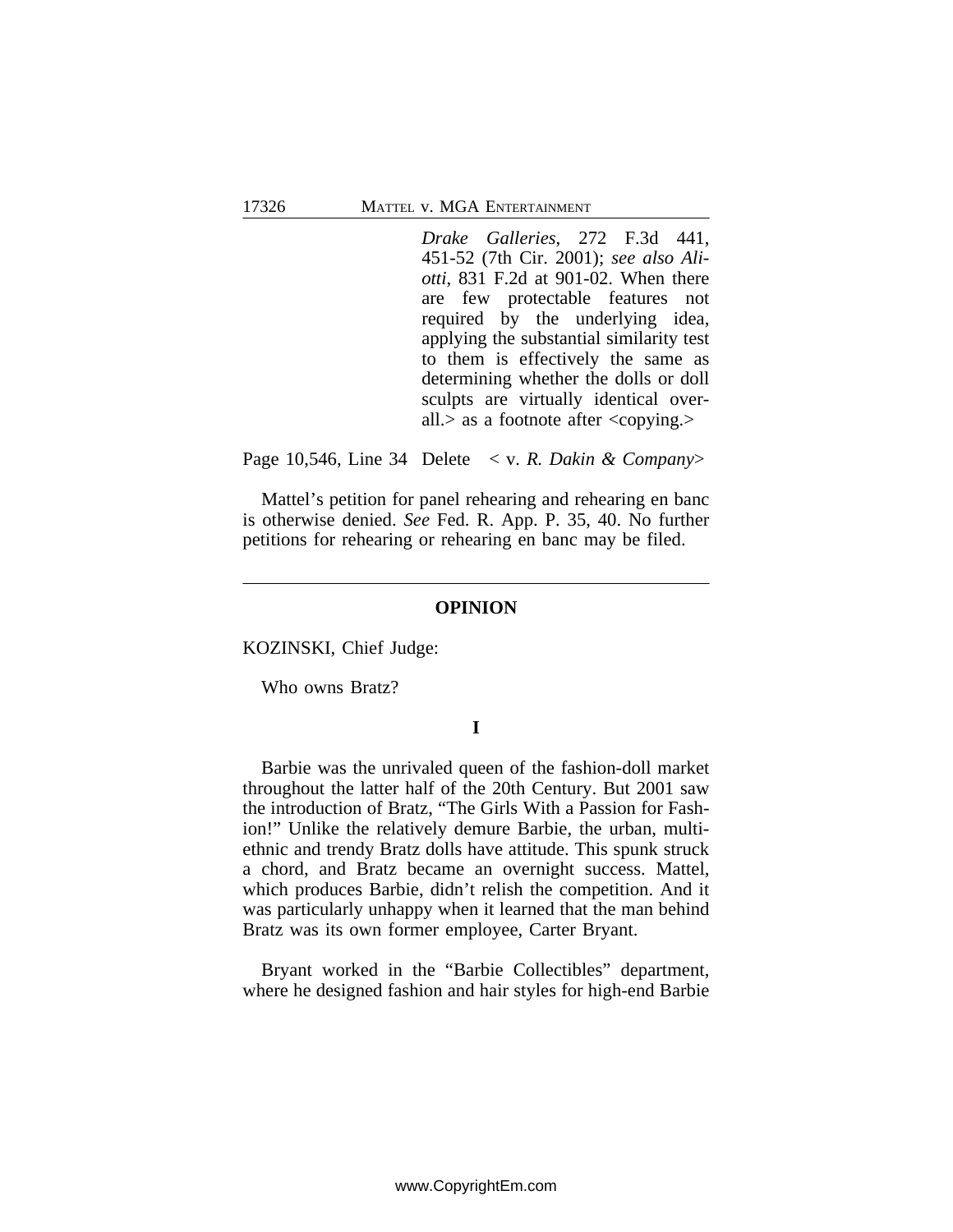*Drake Galleries*, 272 F.3d 441, 451-52 (7th Cir. 2001); *see also Aliotti*, 831 F.2d at 901-02. When there are few protectable features not required by the underlying idea, applying the substantial similarity test to them is effectively the same as determining whether the dolls or doll sculpts are virtually identical overall.> as a footnote after <copying.>

Page 10,546, Line 34 Delete < v. *R. Dakin & Company*>

Mattel's petition for panel rehearing and rehearing en banc is otherwise denied. *See* Fed. R. App. P. 35, 40. No further petitions for rehearing or rehearing en banc may be filed.

---

## OPINION

KOZINSKI, Chief Judge:

Who owns Bratz?

### I

Barbie was the unrivaled queen of the fashion-doll market throughout the latter half of the 20th Century. But 2001 saw the introduction of Bratz, "The Girls With a Passion for Fashion!" Unlike the relatively demure Barbie, the urban, multiethnic and trendy Bratz dolls have attitude. This spunk struck a chord, and Bratz became an overnight success. Mattel, which produces Barbie, didn't relish the competition. And it was particularly unhappy when it learned that the man behind Bratz was its own former employee, Carter Bryant.

Bryant worked in the "Barbie Collectibles" department, where he designed fashion and hair styles for high-end Barbie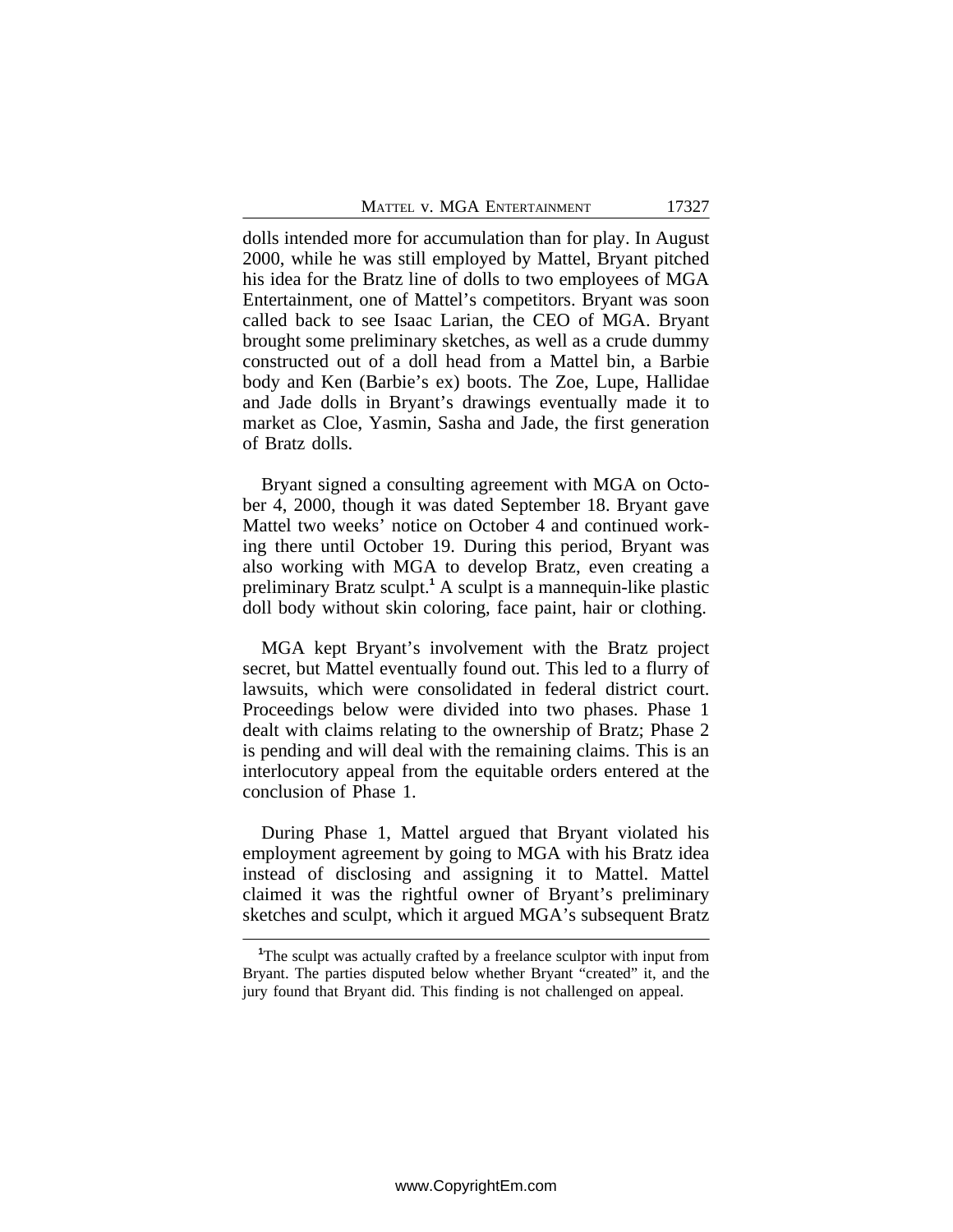dolls intended more for accumulation than for play. In August 2000, while he was still employed by Mattel, Bryant pitched his idea for the Bratz line of dolls to two employees of MGA Entertainment, one of Mattel's competitors. Bryant was soon called back to see Isaac Larian, the CEO of MGA. Bryant brought some preliminary sketches, as well as a crude dummy constructed out of a doll head from a Mattel bin, a Barbie body and Ken (Barbie's ex) boots. The Zoe, Lupe, Hallidae and Jade dolls in Bryant's drawings eventually made it to market as Cloe, Yasmin, Sasha and Jade, the first generation of Bratz dolls.

Bryant signed a consulting agreement with MGA on October 4, 2000, though it was dated September 18. Bryant gave Mattel two weeks' notice on October 4 and continued working there until October 19. During this period, Bryant was also working with MGA to develop Bratz, even creating a preliminary Bratz sculpt.[1] A sculpt is a mannequin-like plastic doll body without skin coloring, face paint, hair or clothing.

MGA kept Bryant's involvement with the Bratz project secret, but Mattel eventually found out. This led to a flurry of lawsuits, which were consolidated in federal district court. Proceedings below were divided into two phases. Phase 1 dealt with claims relating to the ownership of Bratz; Phase 2 is pending and will deal with the remaining claims. This is an interlocutory appeal from the equitable orders entered at the conclusion of Phase 1.

During Phase 1, Mattel argued that Bryant violated his employment agreement by going to MGA with his Bratz idea instead of disclosing and assigning it to Mattel. Mattel claimed it was the rightful owner of Bryant's preliminary sketches and sculpt, which it argued MGA's subsequent Bratz

---

[1] The sculpt was actually crafted by a freelance sculptor with input from Bryant. The parties disputed below whether Bryant "created" it, and the jury found that Bryant did. This finding is not challenged on appeal.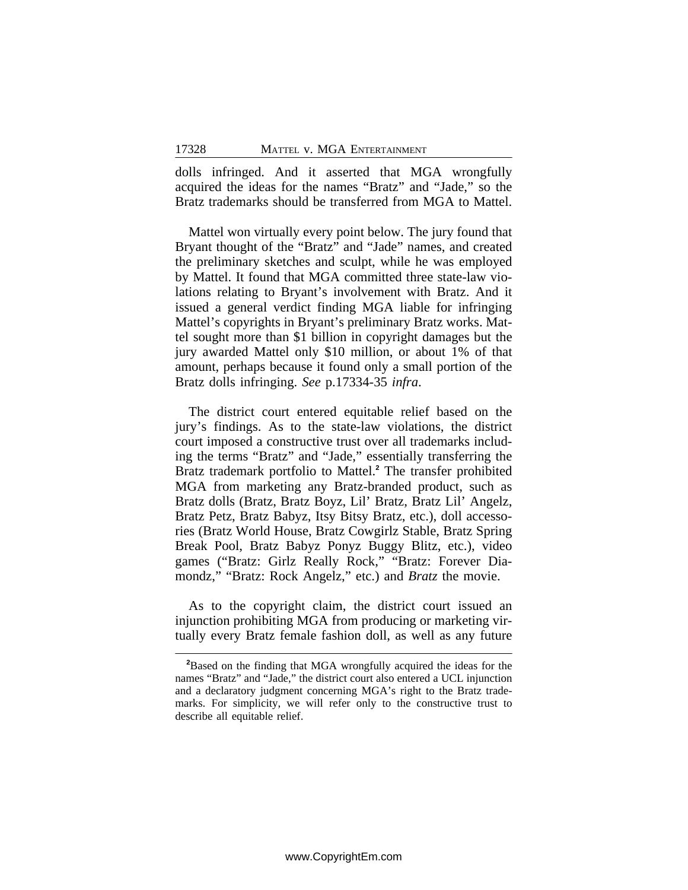dolls infringed. And it asserted that MGA wrongfully acquired the ideas for the names "Bratz" and "Jade," so the Bratz trademarks should be transferred from MGA to Mattel.

Mattel won virtually every point below. The jury found that Bryant thought of the "Bratz" and "Jade" names, and created the preliminary sketches and sculpt, while he was employed by Mattel. It found that MGA committed three state-law violations relating to Bryant's involvement with Bratz. And it issued a general verdict finding MGA liable for infringing Mattel's copyrights in Bryant's preliminary Bratz works. Mattel sought more than $1 billion in copyright damages but the jury awarded Mattel only $10 million, or about 1% of that amount, perhaps because it found only a small portion of the Bratz dolls infringing. *See* p.17334-35 *infra*.

The district court entered equitable relief based on the jury's findings. As to the state-law violations, the district court imposed a constructive trust over all trademarks including the terms "Bratz" and "Jade," essentially transferring the Bratz trademark portfolio to Mattel.[2] The transfer prohibited MGA from marketing any Bratz-branded product, such as Bratz dolls (Bratz, Bratz Boyz, Lil' Bratz, Bratz Lil' Angelz, Bratz Petz, Bratz Babyz, Itsy Bitsy Bratz, etc.), doll accessories (Bratz World House, Bratz Cowgirlz Stable, Bratz Spring Break Pool, Bratz Babyz Ponyz Buggy Blitz, etc.), video games ("Bratz: Girlz Really Rock," "Bratz: Forever Diamondz," "Bratz: Rock Angelz," etc.) and *Bratz* the movie.

As to the copyright claim, the district court issued an injunction prohibiting MGA from producing or marketing virtually every Bratz female fashion doll, as well as any future

[2]Based on the finding that MGA wrongfully acquired the ideas for the names "Bratz" and "Jade," the district court also entered a UCL injunction and a declaratory judgment concerning MGA's right to the Bratz trademarks. For simplicity, we will refer only to the constructive trust to describe all equitable relief.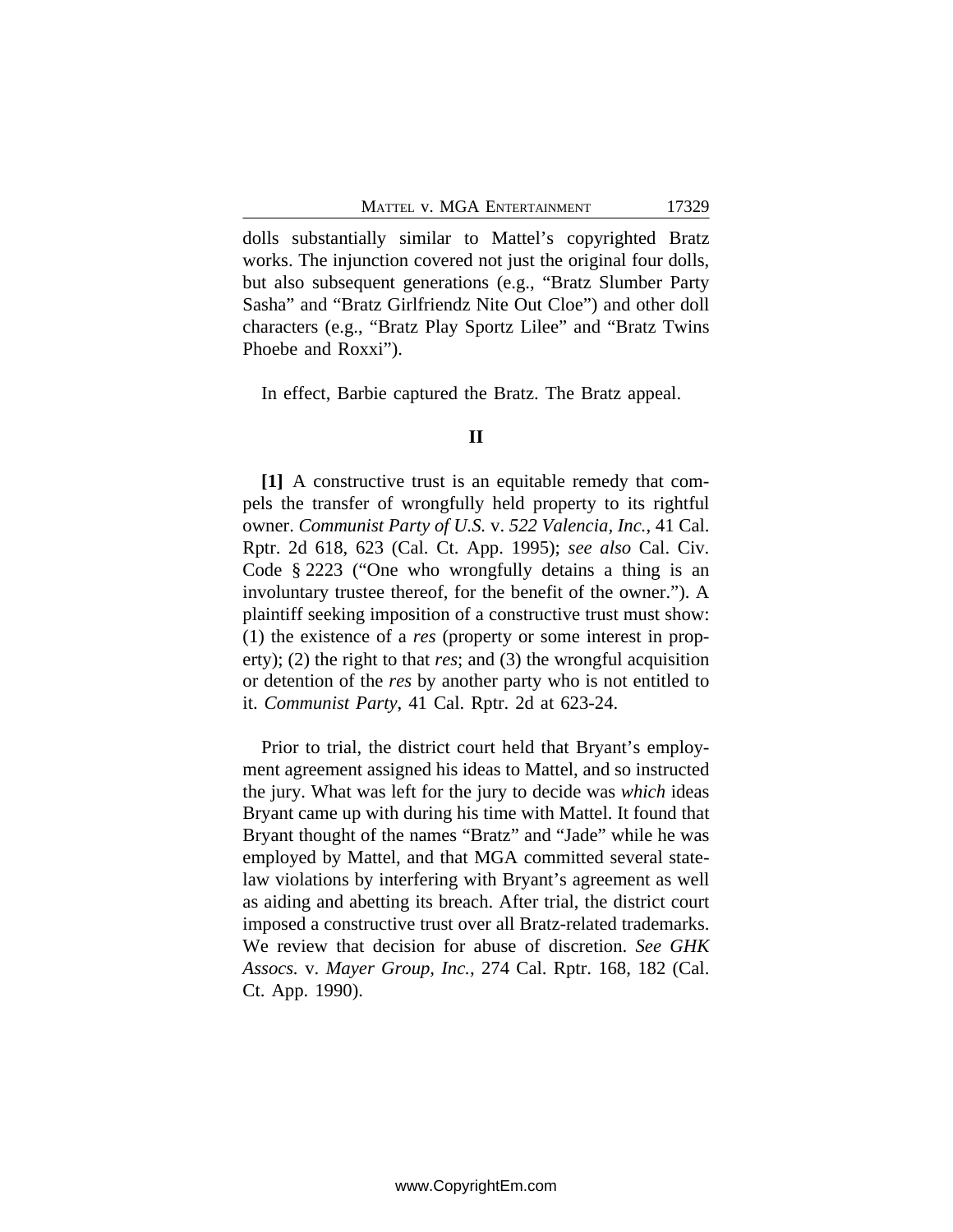dolls substantially similar to Mattel's copyrighted Bratz works. The injunction covered not just the original four dolls, but also subsequent generations (e.g., "Bratz Slumber Party Sasha" and "Bratz Girlfriendz Nite Out Cloe") and other doll characters (e.g., "Bratz Play Sportz Lilee" and "Bratz Twins Phoebe and Roxxi").

In effect, Barbie captured the Bratz. The Bratz appeal.

## II

**[1]** A constructive trust is an equitable remedy that compels the transfer of wrongfully held property to its rightful owner. *Communist Party of U.S.* v. *522 Valencia, Inc.*, 41 Cal. Rptr. 2d 618, 623 (Cal. Ct. App. 1995); *see also* Cal. Civ. Code § 2223 ("One who wrongfully detains a thing is an involuntary trustee thereof, for the benefit of the owner."). A plaintiff seeking imposition of a constructive trust must show: (1) the existence of a *res* (property or some interest in property); (2) the right to that *res*; and (3) the wrongful acquisition or detention of the *res* by another party who is not entitled to it. *Communist Party*, 41 Cal. Rptr. 2d at 623-24.

Prior to trial, the district court held that Bryant's employment agreement assigned his ideas to Mattel, and so instructed the jury. What was left for the jury to decide was *which* ideas Bryant came up with during his time with Mattel. It found that Bryant thought of the names "Bratz" and "Jade" while he was employed by Mattel, and that MGA committed several state-law violations by interfering with Bryant's agreement as well as aiding and abetting its breach. After trial, the district court imposed a constructive trust over all Bratz-related trademarks. We review that decision for abuse of discretion. *See GHK Assocs.* v. *Mayer Group, Inc.*, 274 Cal. Rptr. 168, 182 (Cal. Ct. App. 1990).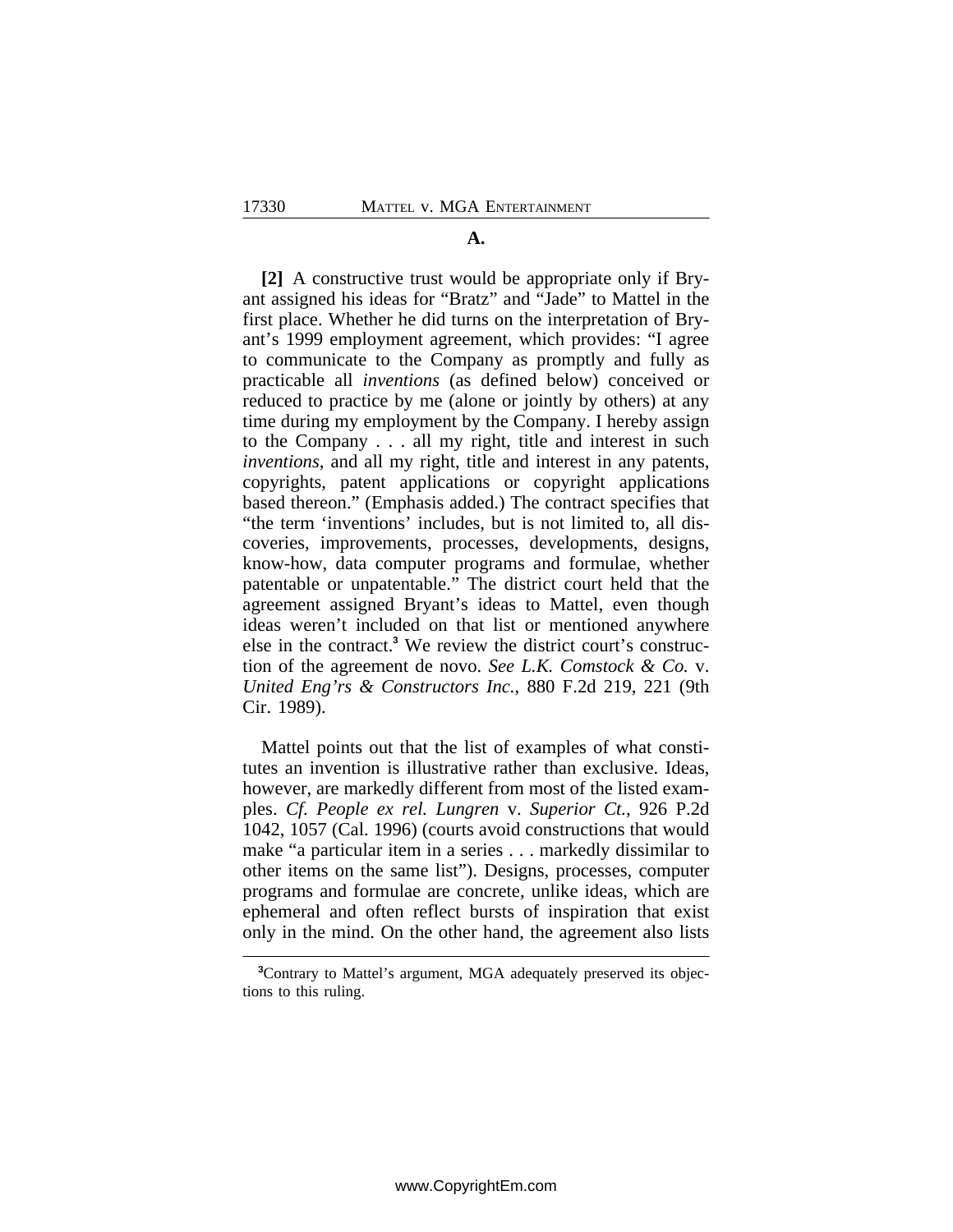### A.

**[2]** A constructive trust would be appropriate only if Bryant assigned his ideas for "Bratz" and "Jade" to Mattel in the first place. Whether he did turns on the interpretation of Bryant's 1999 employment agreement, which provides: "I agree to communicate to the Company as promptly and fully as practicable all *inventions* (as defined below) conceived or reduced to practice by me (alone or jointly by others) at any time during my employment by the Company. I hereby assign to the Company . . . all my right, title and interest in such *inventions*, and all my right, title and interest in any patents, copyrights, patent applications or copyright applications based thereon." (Emphasis added.) The contract specifies that "the term 'inventions' includes, but is not limited to, all discoveries, improvements, processes, developments, designs, know-how, data computer programs and formulae, whether patentable or unpatentable." The district court held that the agreement assigned Bryant's ideas to Mattel, even though ideas weren't included on that list or mentioned anywhere else in the contract.[3] We review the district court's construction of the agreement de novo. *See L.K. Comstock & Co.* v. *United Eng'rs & Constructors Inc.*, 880 F.2d 219, 221 (9th Cir. 1989).

Mattel points out that the list of examples of what constitutes an invention is illustrative rather than exclusive. Ideas, however, are markedly different from most of the listed examples. *Cf. People ex rel. Lungren* v. *Superior Ct.*, 926 P.2d 1042, 1057 (Cal. 1996) (courts avoid constructions that would make "a particular item in a series . . . markedly dissimilar to other items on the same list"). Designs, processes, computer programs and formulae are concrete, unlike ideas, which are ephemeral and often reflect bursts of inspiration that exist only in the mind. On the other hand, the agreement also lists

[3] Contrary to Mattel's argument, MGA adequately preserved its objections to this ruling.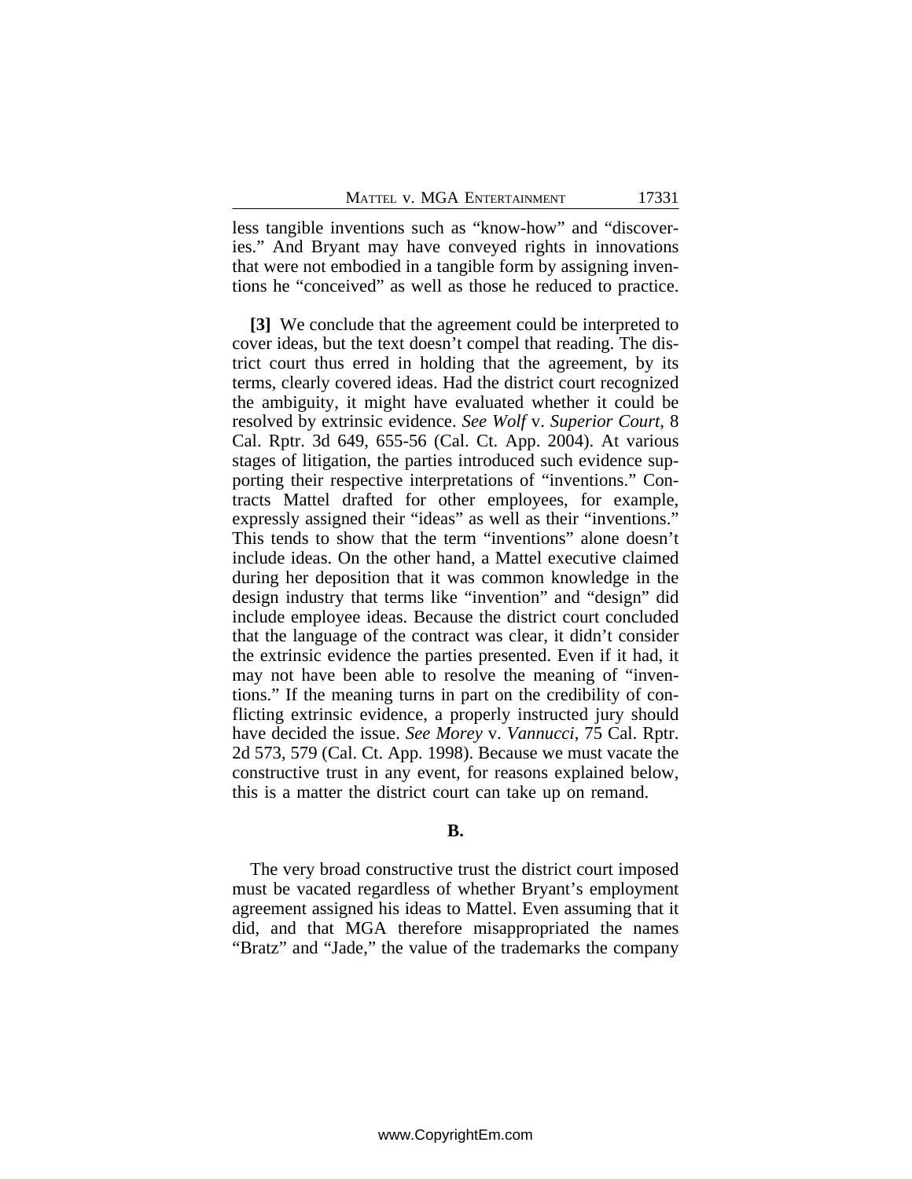less tangible inventions such as "know-how" and "discoveries." And Bryant may have conveyed rights in innovations that were not embodied in a tangible form by assigning inventions he "conceived" as well as those he reduced to practice.

**[3]** We conclude that the agreement could be interpreted to cover ideas, but the text doesn't compel that reading. The district court thus erred in holding that the agreement, by its terms, clearly covered ideas. Had the district court recognized the ambiguity, it might have evaluated whether it could be resolved by extrinsic evidence. *See Wolf* v. *Superior Court*, 8 Cal. Rptr. 3d 649, 655-56 (Cal. Ct. App. 2004). At various stages of litigation, the parties introduced such evidence supporting their respective interpretations of "inventions." Contracts Mattel drafted for other employees, for example, expressly assigned their "ideas" as well as their "inventions." This tends to show that the term "inventions" alone doesn't include ideas. On the other hand, a Mattel executive claimed during her deposition that it was common knowledge in the design industry that terms like "invention" and "design" did include employee ideas. Because the district court concluded that the language of the contract was clear, it didn't consider the extrinsic evidence the parties presented. Even if it had, it may not have been able to resolve the meaning of "inventions." If the meaning turns in part on the credibility of conflicting extrinsic evidence, a properly instructed jury should have decided the issue. *See Morey* v. *Vannucci*, 75 Cal. Rptr. 2d 573, 579 (Cal. Ct. App. 1998). Because we must vacate the constructive trust in any event, for reasons explained below, this is a matter the district court can take up on remand.

**B.**

The very broad constructive trust the district court imposed must be vacated regardless of whether Bryant's employment agreement assigned his ideas to Mattel. Even assuming that it did, and that MGA therefore misappropriated the names "Bratz" and "Jade," the value of the trademarks the company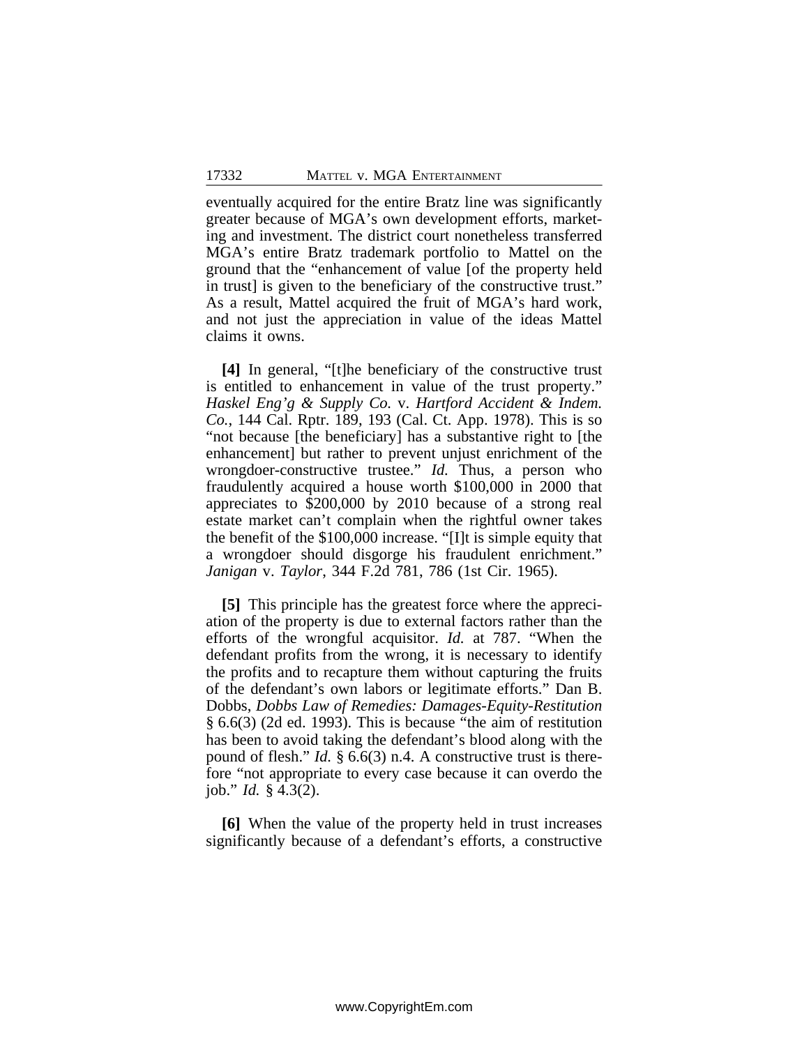eventually acquired for the entire Bratz line was significantly greater because of MGA's own development efforts, marketing and investment. The district court nonetheless transferred MGA's entire Bratz trademark portfolio to Mattel on the ground that the "enhancement of value [of the property held in trust] is given to the beneficiary of the constructive trust." As a result, Mattel acquired the fruit of MGA's hard work, and not just the appreciation in value of the ideas Mattel claims it owns.

**[4]** In general, "[t]he beneficiary of the constructive trust is entitled to enhancement in value of the trust property." *Haskel Eng'g & Supply Co.* v. *Hartford Accident & Indem. Co.*, 144 Cal. Rptr. 189, 193 (Cal. Ct. App. 1978). This is so "not because [the beneficiary] has a substantive right to [the enhancement] but rather to prevent unjust enrichment of the wrongdoer-constructive trustee." *Id.* Thus, a person who fraudulently acquired a house worth $100,000 in 2000 that appreciates to $200,000 by 2010 because of a strong real estate market can't complain when the rightful owner takes the benefit of the $100,000 increase. "[I]t is simple equity that a wrongdoer should disgorge his fraudulent enrichment." *Janigan* v. *Taylor*, 344 F.2d 781, 786 (1st Cir. 1965).

**[5]** This principle has the greatest force where the appreciation of the property is due to external factors rather than the efforts of the wrongful acquisitor. *Id.* at 787. "When the defendant profits from the wrong, it is necessary to identify the profits and to recapture them without capturing the fruits of the defendant's own labors or legitimate efforts." Dan B. Dobbs, *Dobbs Law of Remedies: Damages-Equity-Restitution* § 6.6(3) (2d ed. 1993). This is because "the aim of restitution has been to avoid taking the defendant's blood along with the pound of flesh." *Id.* § 6.6(3) n.4. A constructive trust is therefore "not appropriate to every case because it can overdo the job." *Id.* § 4.3(2).

**[6]** When the value of the property held in trust increases significantly because of a defendant's efforts, a constructive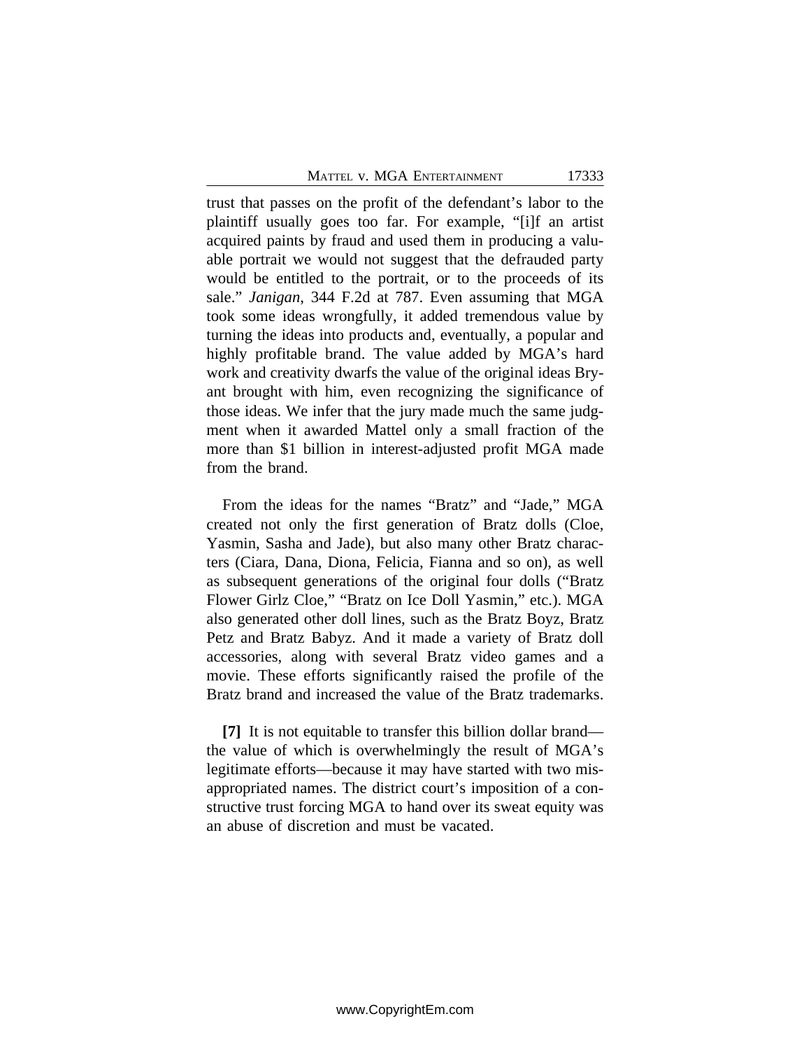trust that passes on the profit of the defendant's labor to the plaintiff usually goes too far. For example, "[i]f an artist acquired paints by fraud and used them in producing a valuable portrait we would not suggest that the defrauded party would be entitled to the portrait, or to the proceeds of its sale." *Janigan*, 344 F.2d at 787. Even assuming that MGA took some ideas wrongfully, it added tremendous value by turning the ideas into products and, eventually, a popular and highly profitable brand. The value added by MGA's hard work and creativity dwarfs the value of the original ideas Bryant brought with him, even recognizing the significance of those ideas. We infer that the jury made much the same judgment when it awarded Mattel only a small fraction of the more than $1 billion in interest-adjusted profit MGA made from the brand.

From the ideas for the names "Bratz" and "Jade," MGA created not only the first generation of Bratz dolls (Cloe, Yasmin, Sasha and Jade), but also many other Bratz characters (Ciara, Dana, Diona, Felicia, Fianna and so on), as well as subsequent generations of the original four dolls ("Bratz Flower Girlz Cloe," "Bratz on Ice Doll Yasmin," etc.). MGA also generated other doll lines, such as the Bratz Boyz, Bratz Petz and Bratz Babyz. And it made a variety of Bratz doll accessories, along with several Bratz video games and a movie. These efforts significantly raised the profile of the Bratz brand and increased the value of the Bratz trademarks.

**[7]** It is not equitable to transfer this billion dollar brand—the value of which is overwhelmingly the result of MGA's legitimate efforts—because it may have started with two misappropriated names. The district court's imposition of a constructive trust forcing MGA to hand over its sweat equity was an abuse of discretion and must be vacated.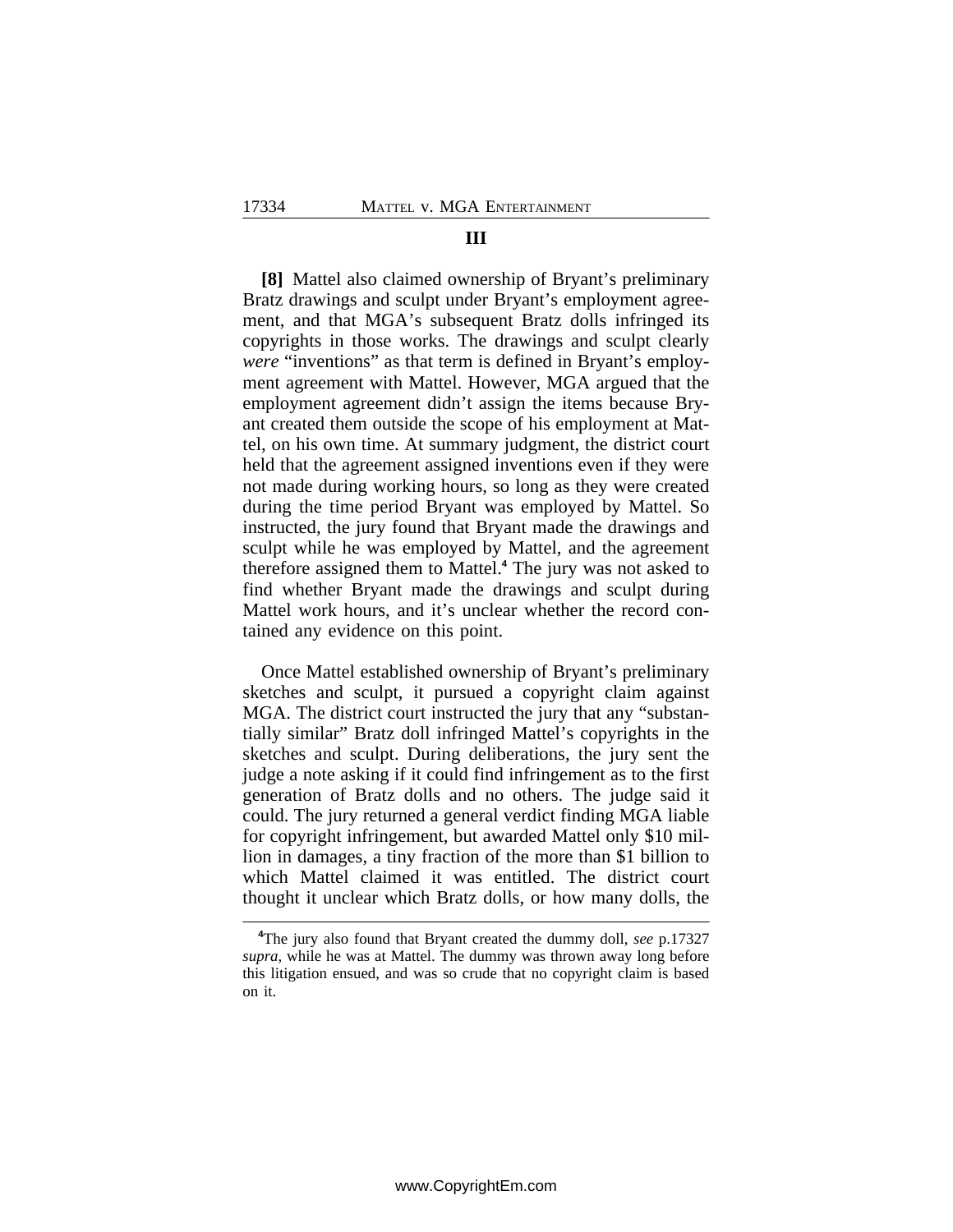### III

**[8]** Mattel also claimed ownership of Bryant's preliminary Bratz drawings and sculpt under Bryant's employment agreement, and that MGA's subsequent Bratz dolls infringed its copyrights in those works. The drawings and sculpt clearly *were* "inventions" as that term is defined in Bryant's employment agreement with Mattel. However, MGA argued that the employment agreement didn't assign the items because Bryant created them outside the scope of his employment at Mattel, on his own time. At summary judgment, the district court held that the agreement assigned inventions even if they were not made during working hours, so long as they were created during the time period Bryant was employed by Mattel. So instructed, the jury found that Bryant made the drawings and sculpt while he was employed by Mattel, and the agreement therefore assigned them to Mattel.[4] The jury was not asked to find whether Bryant made the drawings and sculpt during Mattel work hours, and it's unclear whether the record contained any evidence on this point.

Once Mattel established ownership of Bryant's preliminary sketches and sculpt, it pursued a copyright claim against MGA. The district court instructed the jury that any "substantially similar" Bratz doll infringed Mattel's copyrights in the sketches and sculpt. During deliberations, the jury sent the judge a note asking if it could find infringement as to the first generation of Bratz dolls and no others. The judge said it could. The jury returned a general verdict finding MGA liable for copyright infringement, but awarded Mattel only $10 million in damages, a tiny fraction of the more than $1 billion to which Mattel claimed it was entitled. The district court thought it unclear which Bratz dolls, or how many dolls, the

---

[4]The jury also found that Bryant created the dummy doll, *see* p.17327 *supra*, while he was at Mattel. The dummy was thrown away long before this litigation ensued, and was so crude that no copyright claim is based on it.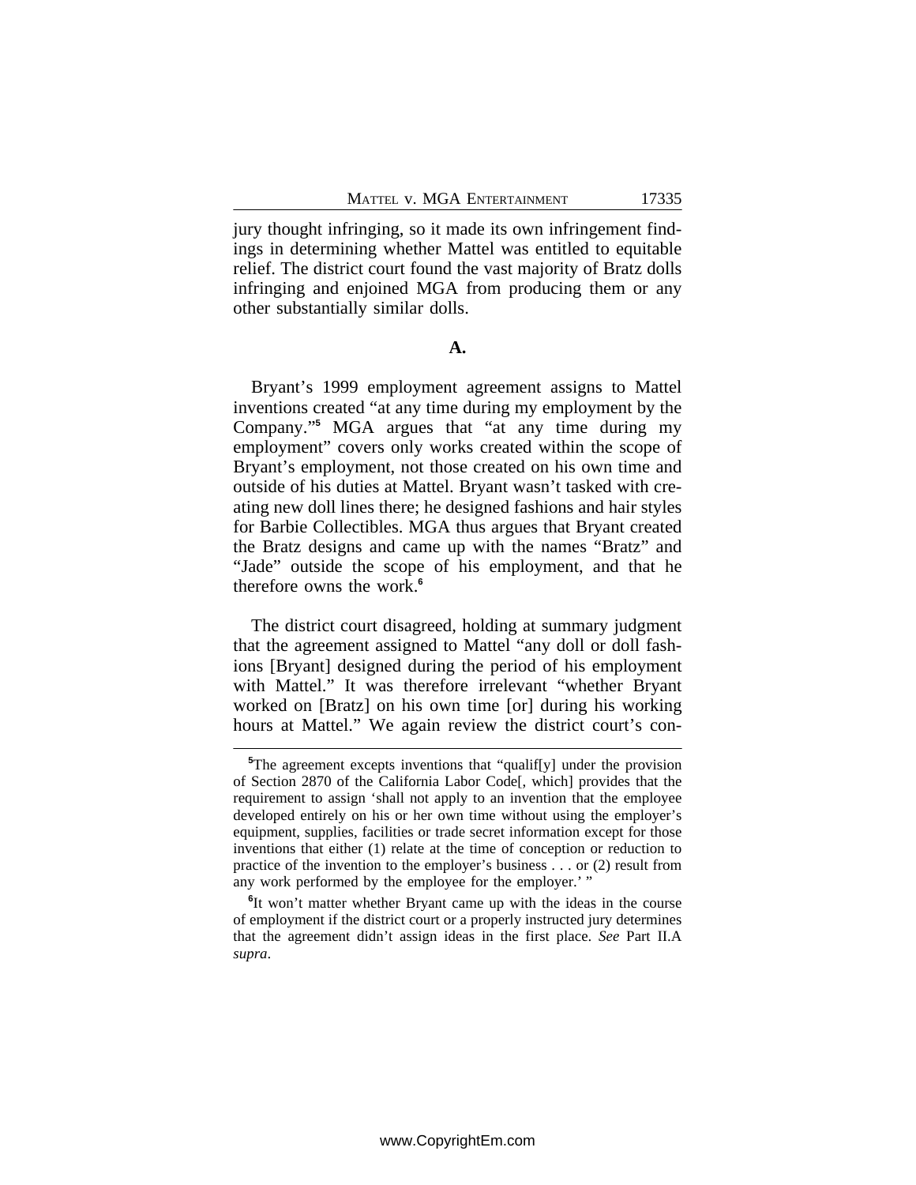jury thought infringing, so it made its own infringement findings in determining whether Mattel was entitled to equitable relief. The district court found the vast majority of Bratz dolls infringing and enjoined MGA from producing them or any other substantially similar dolls.

### A.

Bryant's 1999 employment agreement assigns to Mattel inventions created "at any time during my employment by the Company."[5] MGA argues that "at any time during my employment" covers only works created within the scope of Bryant's employment, not those created on his own time and outside of his duties at Mattel. Bryant wasn't tasked with creating new doll lines there; he designed fashions and hair styles for Barbie Collectibles. MGA thus argues that Bryant created the Bratz designs and came up with the names "Bratz" and "Jade" outside the scope of his employment, and that he therefore owns the work.[6]

The district court disagreed, holding at summary judgment that the agreement assigned to Mattel "any doll or doll fashions [Bryant] designed during the period of his employment with Mattel." It was therefore irrelevant "whether Bryant worked on [Bratz] on his own time [or] during his working hours at Mattel." We again review the district court's con-

---

[5] The agreement excepts inventions that "qualif[y] under the provision of Section 2870 of the California Labor Code[, which] provides that the requirement to assign 'shall not apply to an invention that the employee developed entirely on his or her own time without using the employer's equipment, supplies, facilities or trade secret information except for those inventions that either (1) relate at the time of conception or reduction to practice of the invention to the employer's business . . . or (2) result from any work performed by the employee for the employer.' "

[6] It won't matter whether Bryant came up with the ideas in the course of employment if the district court or a properly instructed jury determines that the agreement didn't assign ideas in the first place. *See* Part II.A *supra*.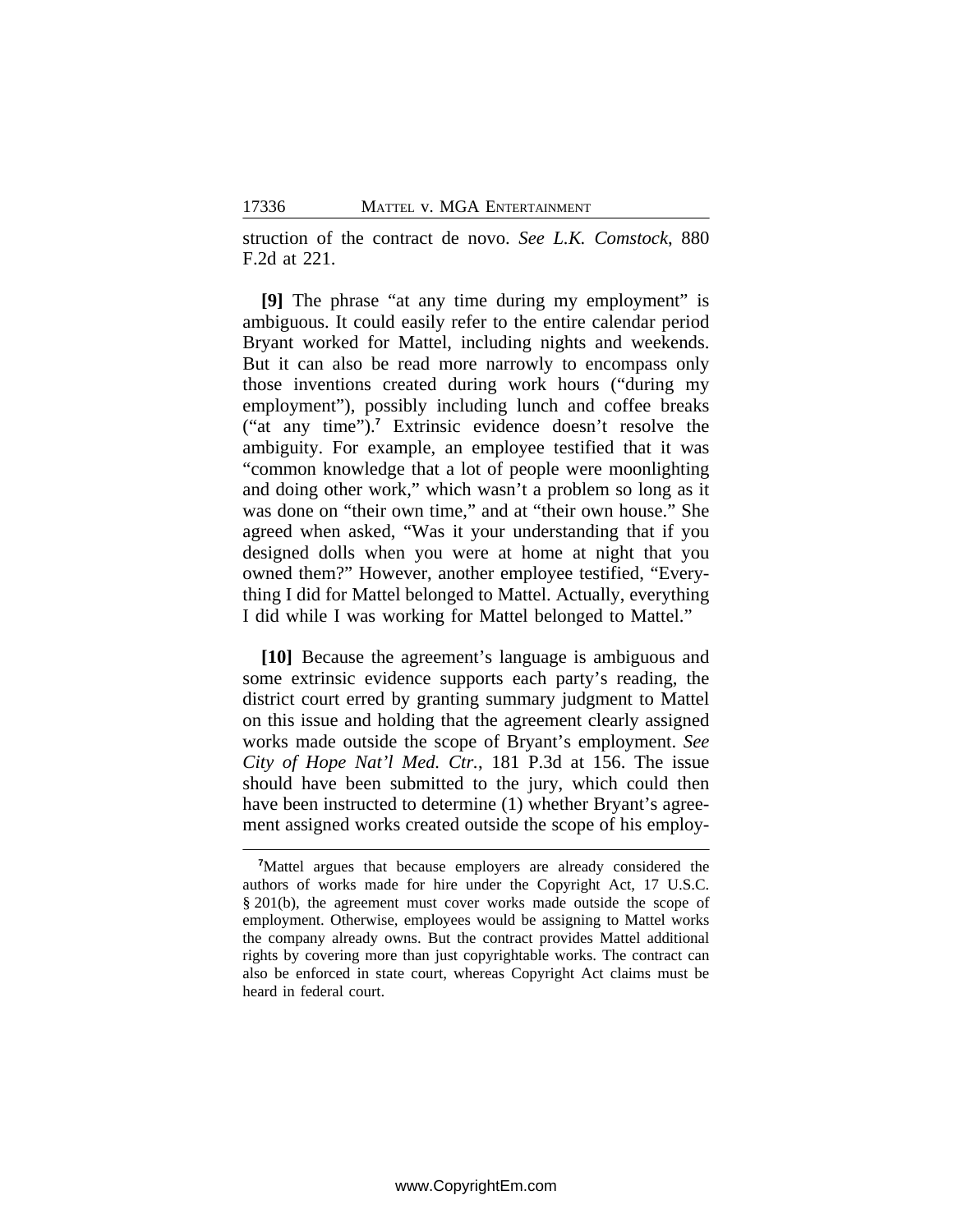struction of the contract de novo. *See L.K. Comstock*, 880 F.2d at 221.

**[9]** The phrase "at any time during my employment" is ambiguous. It could easily refer to the entire calendar period Bryant worked for Mattel, including nights and weekends. But it can also be read more narrowly to encompass only those inventions created during work hours ("during my employment"), possibly including lunch and coffee breaks ("at any time").[7] Extrinsic evidence doesn't resolve the ambiguity. For example, an employee testified that it was "common knowledge that a lot of people were moonlighting and doing other work," which wasn't a problem so long as it was done on "their own time," and at "their own house." She agreed when asked, "Was it your understanding that if you designed dolls when you were at home at night that you owned them?" However, another employee testified, "Everything I did for Mattel belonged to Mattel. Actually, everything I did while I was working for Mattel belonged to Mattel."

**[10]** Because the agreement's language is ambiguous and some extrinsic evidence supports each party's reading, the district court erred by granting summary judgment to Mattel on this issue and holding that the agreement clearly assigned works made outside the scope of Bryant's employment. *See City of Hope Nat'l Med. Ctr.*, 181 P.3d at 156. The issue should have been submitted to the jury, which could then have been instructed to determine (1) whether Bryant's agreement assigned works created outside the scope of his employ-

---

[7]Mattel argues that because employers are already considered the authors of works made for hire under the Copyright Act, 17 U.S.C. § 201(b), the agreement must cover works made outside the scope of employment. Otherwise, employees would be assigning to Mattel works the company already owns. But the contract provides Mattel additional rights by covering more than just copyrightable works. The contract can also be enforced in state court, whereas Copyright Act claims must be heard in federal court.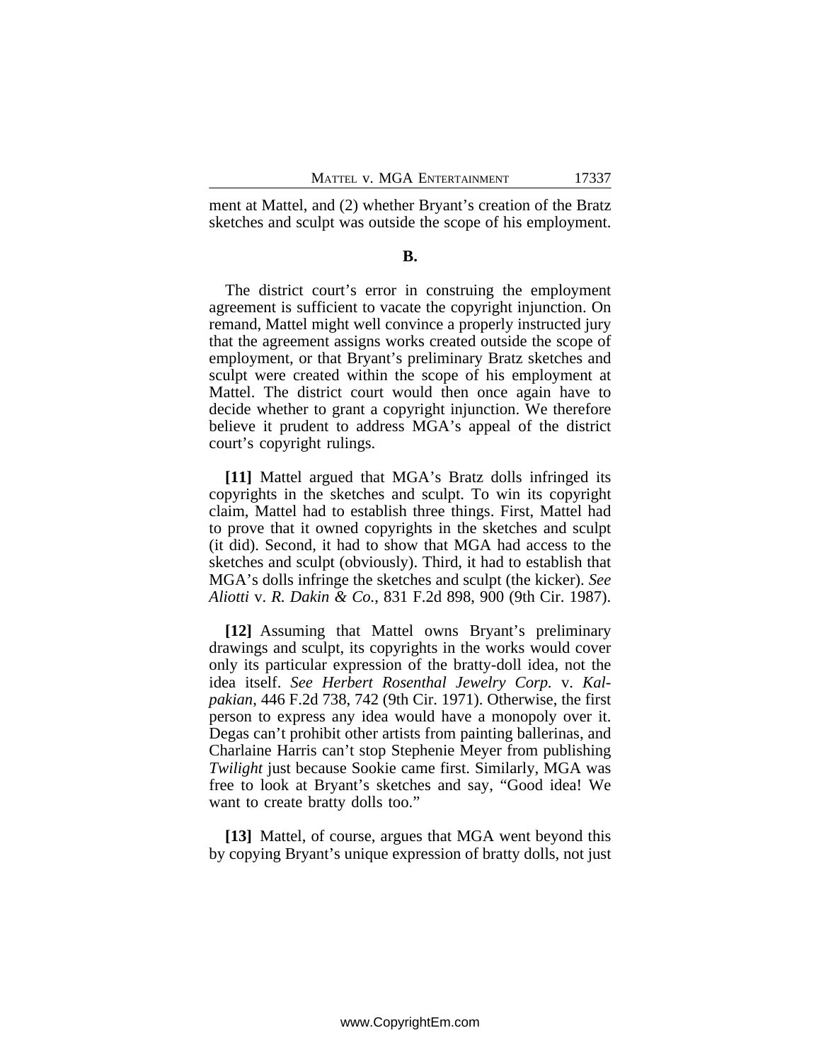ment at Mattel, and (2) whether Bryant's creation of the Bratz sketches and sculpt was outside the scope of his employment.

**B.**

The district court's error in construing the employment agreement is sufficient to vacate the copyright injunction. On remand, Mattel might well convince a properly instructed jury that the agreement assigns works created outside the scope of employment, or that Bryant's preliminary Bratz sketches and sculpt were created within the scope of his employment at Mattel. The district court would then once again have to decide whether to grant a copyright injunction. We therefore believe it prudent to address MGA's appeal of the district court's copyright rulings.

**[11]** Mattel argued that MGA's Bratz dolls infringed its copyrights in the sketches and sculpt. To win its copyright claim, Mattel had to establish three things. First, Mattel had to prove that it owned copyrights in the sketches and sculpt (it did). Second, it had to show that MGA had access to the sketches and sculpt (obviously). Third, it had to establish that MGA's dolls infringe the sketches and sculpt (the kicker). *See Aliotti* v. *R. Dakin & Co.*, 831 F.2d 898, 900 (9th Cir. 1987).

**[12]** Assuming that Mattel owns Bryant's preliminary drawings and sculpt, its copyrights in the works would cover only its particular expression of the bratty-doll idea, not the idea itself. *See Herbert Rosenthal Jewelry Corp.* v. *Kalpakian*, 446 F.2d 738, 742 (9th Cir. 1971). Otherwise, the first person to express any idea would have a monopoly over it. Degas can't prohibit other artists from painting ballerinas, and Charlaine Harris can't stop Stephenie Meyer from publishing *Twilight* just because Sookie came first. Similarly, MGA was free to look at Bryant's sketches and say, "Good idea! We want to create bratty dolls too."

**[13]** Mattel, of course, argues that MGA went beyond this by copying Bryant's unique expression of bratty dolls, not just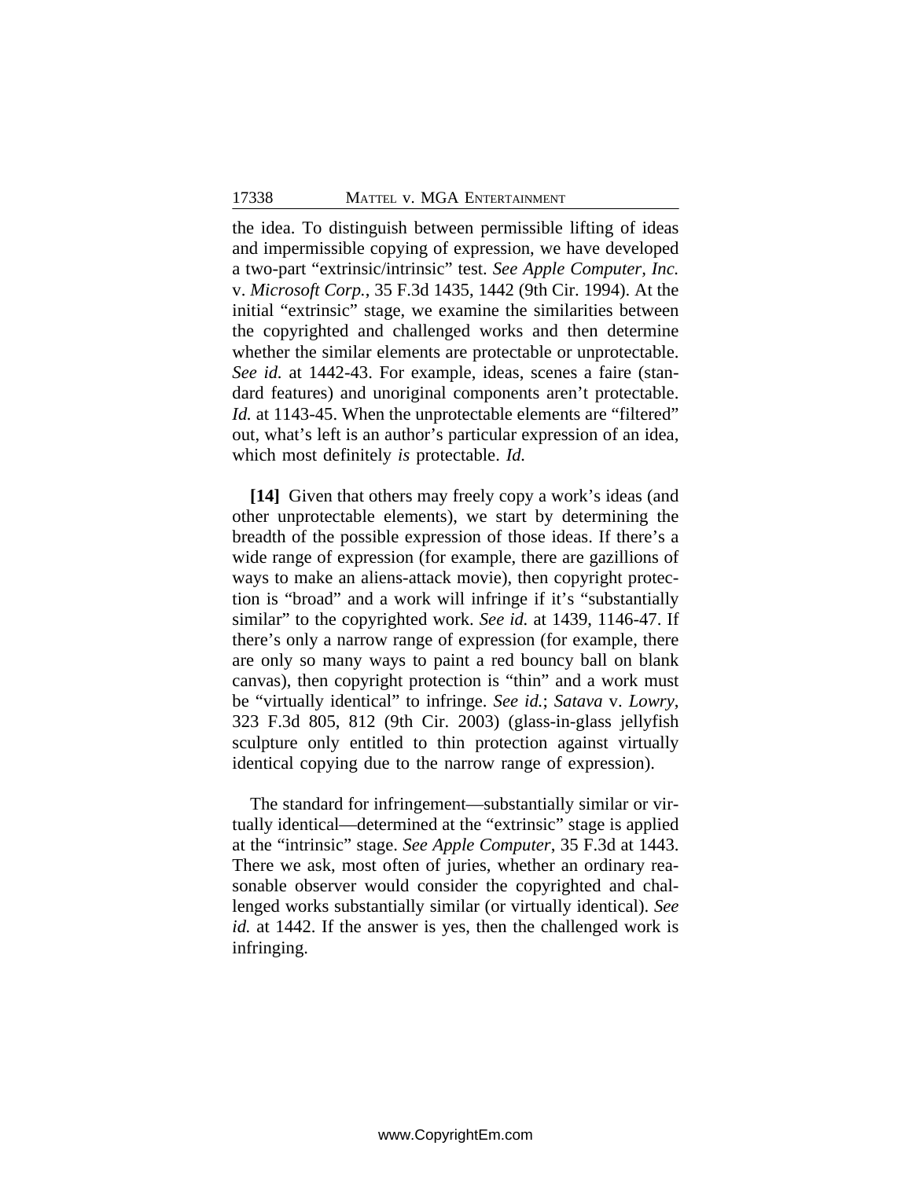the idea. To distinguish between permissible lifting of ideas and impermissible copying of expression, we have developed a two-part "extrinsic/intrinsic" test. *See Apple Computer, Inc.* v. *Microsoft Corp.*, 35 F.3d 1435, 1442 (9th Cir. 1994). At the initial "extrinsic" stage, we examine the similarities between the copyrighted and challenged works and then determine whether the similar elements are protectable or unprotectable. *See id.* at 1442-43. For example, ideas, scenes a faire (standard features) and unoriginal components aren't protectable. *Id.* at 1143-45. When the unprotectable elements are "filtered" out, what's left is an author's particular expression of an idea, which most definitely *is* protectable. *Id.*

**[14]** Given that others may freely copy a work's ideas (and other unprotectable elements), we start by determining the breadth of the possible expression of those ideas. If there's a wide range of expression (for example, there are gazillions of ways to make an aliens-attack movie), then copyright protection is "broad" and a work will infringe if it's "substantially similar" to the copyrighted work. *See id.* at 1439, 1146-47. If there's only a narrow range of expression (for example, there are only so many ways to paint a red bouncy ball on blank canvas), then copyright protection is "thin" and a work must be "virtually identical" to infringe. *See id.*; *Satava* v. *Lowry*, 323 F.3d 805, 812 (9th Cir. 2003) (glass-in-glass jellyfish sculpture only entitled to thin protection against virtually identical copying due to the narrow range of expression).

The standard for infringement—substantially similar or virtually identical—determined at the "extrinsic" stage is applied at the "intrinsic" stage. *See Apple Computer*, 35 F.3d at 1443. There we ask, most often of juries, whether an ordinary reasonable observer would consider the copyrighted and challenged works substantially similar (or virtually identical). *See id.* at 1442. If the answer is yes, then the challenged work is infringing.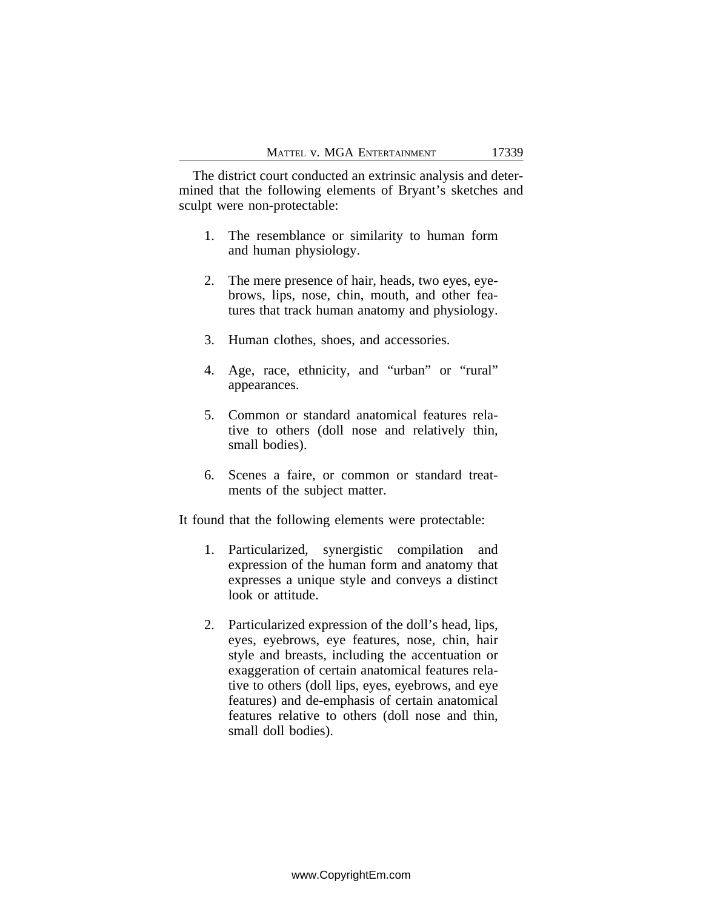The district court conducted an extrinsic analysis and determined that the following elements of Bryant's sketches and sculpt were non-protectable:

1. The resemblance or similarity to human form and human physiology.

2. The mere presence of hair, heads, two eyes, eyebrows, lips, nose, chin, mouth, and other features that track human anatomy and physiology.

3. Human clothes, shoes, and accessories.

4. Age, race, ethnicity, and "urban" or "rural" appearances.

5. Common or standard anatomical features relative to others (doll nose and relatively thin, small bodies).

6. Scenes a faire, or common or standard treatments of the subject matter.

It found that the following elements were protectable:

1. Particularized, synergistic compilation and expression of the human form and anatomy that expresses a unique style and conveys a distinct look or attitude.

2. Particularized expression of the doll's head, lips, eyes, eyebrows, eye features, nose, chin, hair style and breasts, including the accentuation or exaggeration of certain anatomical features relative to others (doll lips, eyes, eyebrows, and eye features) and de-emphasis of certain anatomical features relative to others (doll nose and thin, small doll bodies).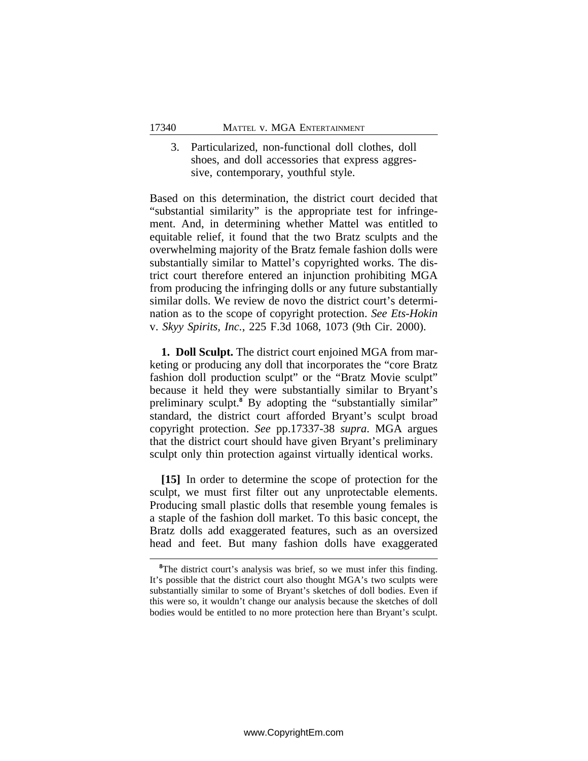3. Particularized, non-functional doll clothes, doll shoes, and doll accessories that express aggressive, contemporary, youthful style.

Based on this determination, the district court decided that "substantial similarity" is the appropriate test for infringement. And, in determining whether Mattel was entitled to equitable relief, it found that the two Bratz sculpts and the overwhelming majority of the Bratz female fashion dolls were substantially similar to Mattel's copyrighted works. The district court therefore entered an injunction prohibiting MGA from producing the infringing dolls or any future substantially similar dolls. We review de novo the district court's determination as to the scope of copyright protection. *See Ets-Hokin* v. *Skyy Spirits, Inc.*, 225 F.3d 1068, 1073 (9th Cir. 2000).

**1. Doll Sculpt.** The district court enjoined MGA from marketing or producing any doll that incorporates the "core Bratz fashion doll production sculpt" or the "Bratz Movie sculpt" because it held they were substantially similar to Bryant's preliminary sculpt.[8] By adopting the "substantially similar" standard, the district court afforded Bryant's sculpt broad copyright protection. *See* pp.17337-38 *supra*. MGA argues that the district court should have given Bryant's preliminary sculpt only thin protection against virtually identical works.

**[15]** In order to determine the scope of protection for the sculpt, we must first filter out any unprotectable elements. Producing small plastic dolls that resemble young females is a staple of the fashion doll market. To this basic concept, the Bratz dolls add exaggerated features, such as an oversized head and feet. But many fashion dolls have exaggerated

[8]The district court's analysis was brief, so we must infer this finding. It's possible that the district court also thought MGA's two sculpts were substantially similar to some of Bryant's sketches of doll bodies. Even if this were so, it wouldn't change our analysis because the sketches of doll bodies would be entitled to no more protection here than Bryant's sculpt.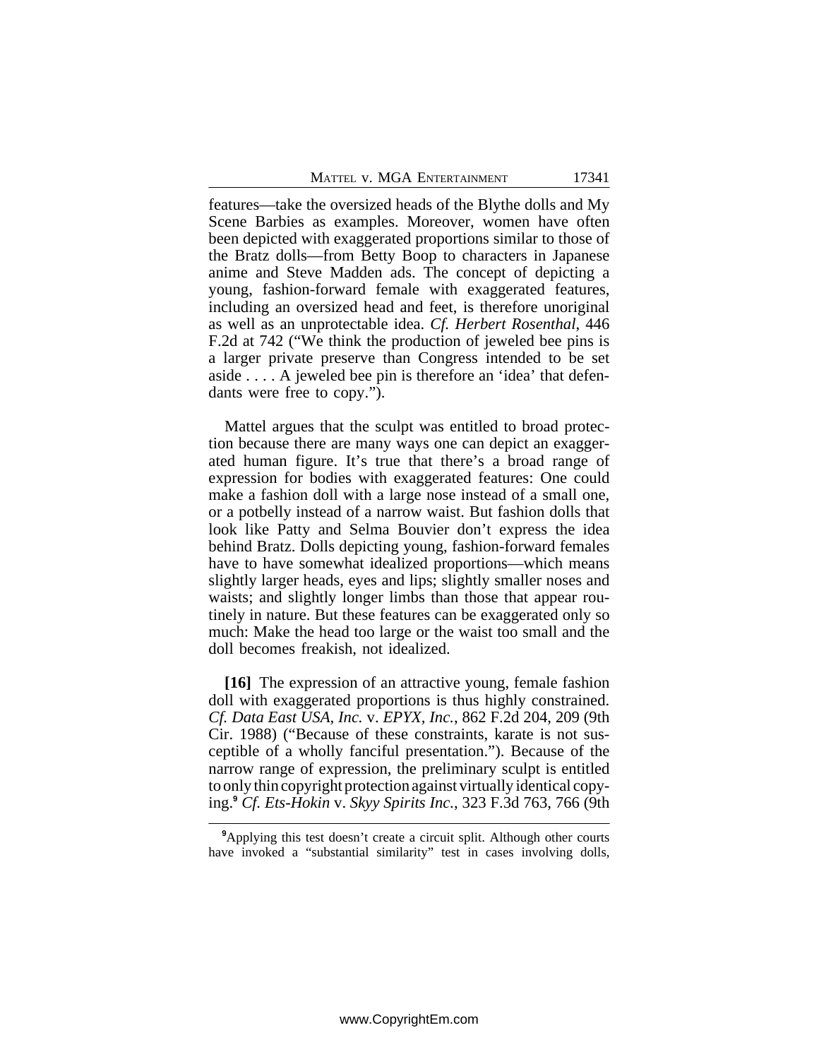features—take the oversized heads of the Blythe dolls and My Scene Barbies as examples. Moreover, women have often been depicted with exaggerated proportions similar to those of the Bratz dolls—from Betty Boop to characters in Japanese anime and Steve Madden ads. The concept of depicting a young, fashion-forward female with exaggerated features, including an oversized head and feet, is therefore unoriginal as well as an unprotectable idea. *Cf. Herbert Rosenthal*, 446 F.2d at 742 ("We think the production of jeweled bee pins is a larger private preserve than Congress intended to be set aside . . . . A jeweled bee pin is therefore an 'idea' that defendants were free to copy.").

Mattel argues that the sculpt was entitled to broad protection because there are many ways one can depict an exaggerated human figure. It's true that there's a broad range of expression for bodies with exaggerated features: One could make a fashion doll with a large nose instead of a small one, or a potbelly instead of a narrow waist. But fashion dolls that look like Patty and Selma Bouvier don't express the idea behind Bratz. Dolls depicting young, fashion-forward females have to have somewhat idealized proportions—which means slightly larger heads, eyes and lips; slightly smaller noses and waists; and slightly longer limbs than those that appear routinely in nature. But these features can be exaggerated only so much: Make the head too large or the waist too small and the doll becomes freakish, not idealized.

**[16]** The expression of an attractive young, female fashion doll with exaggerated proportions is thus highly constrained. *Cf. Data East USA, Inc.* v. *EPYX, Inc.*, 862 F.2d 204, 209 (9th Cir. 1988) ("Because of these constraints, karate is not susceptible of a wholly fanciful presentation."). Because of the narrow range of expression, the preliminary sculpt is entitled to only thin copyright protection against virtually identical copying.[9] *Cf. Ets-Hokin* v. *Skyy Spirits Inc.*, 323 F.3d 763, 766 (9th

---

[9]Applying this test doesn't create a circuit split. Although other courts have invoked a "substantial similarity" test in cases involving dolls,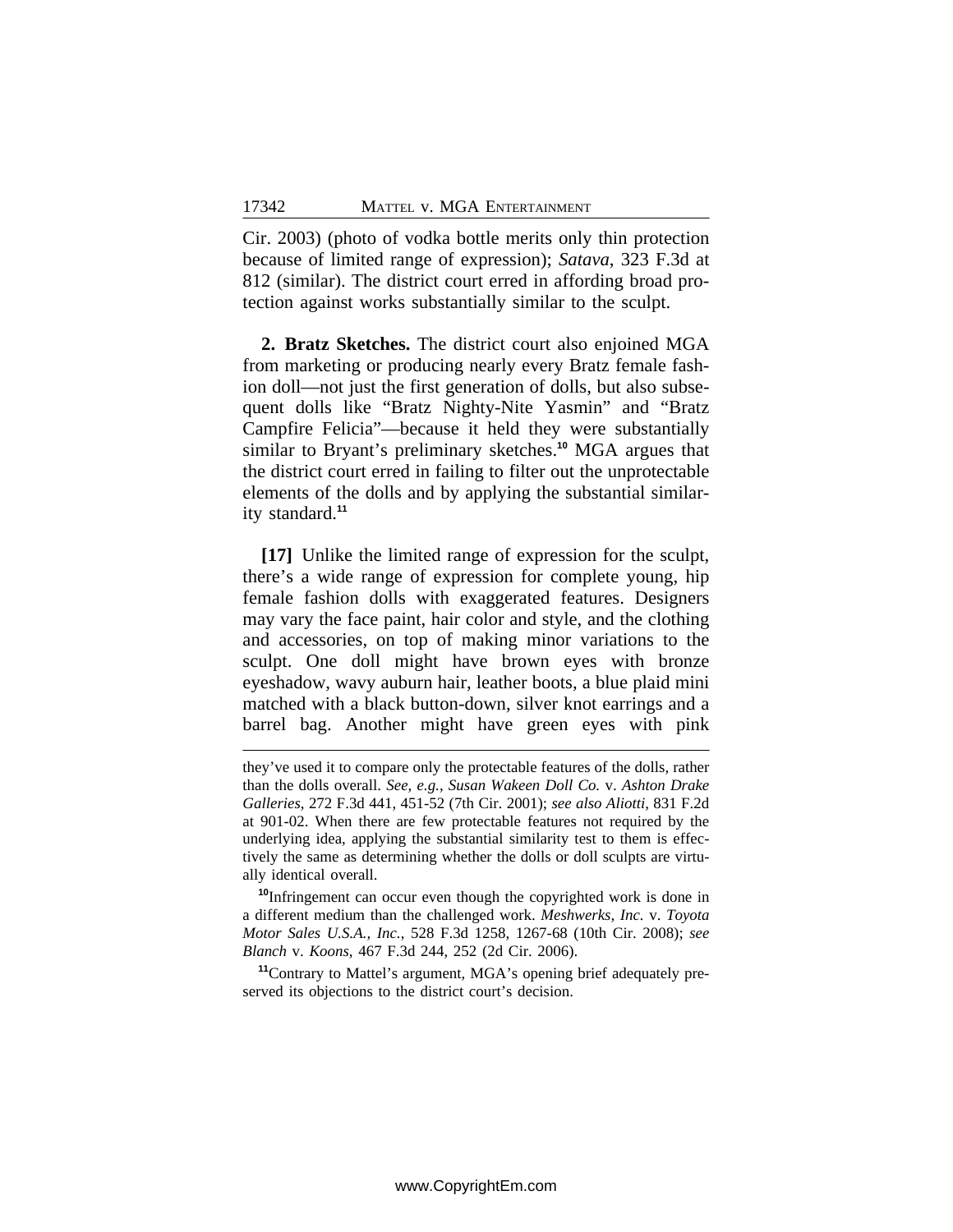Cir. 2003) (photo of vodka bottle merits only thin protection because of limited range of expression); *Satava*, 323 F.3d at 812 (similar). The district court erred in affording broad protection against works substantially similar to the sculpt.

**2. Bratz Sketches.** The district court also enjoined MGA from marketing or producing nearly every Bratz female fashion doll—not just the first generation of dolls, but also subsequent dolls like "Bratz Nighty-Nite Yasmin" and "Bratz Campfire Felicia"—because it held they were substantially similar to Bryant's preliminary sketches.[10] MGA argues that the district court erred in failing to filter out the unprotectable elements of the dolls and by applying the substantial similarity standard.[11]

**[17]** Unlike the limited range of expression for the sculpt, there's a wide range of expression for complete young, hip female fashion dolls with exaggerated features. Designers may vary the face paint, hair color and style, and the clothing and accessories, on top of making minor variations to the sculpt. One doll might have brown eyes with bronze eyeshadow, wavy auburn hair, leather boots, a blue plaid mini matched with a black button-down, silver knot earrings and a barrel bag. Another might have green eyes with pink

---

they've used it to compare only the protectable features of the dolls, rather than the dolls overall. *See, e.g.*, *Susan Wakeen Doll Co.* v. *Ashton Drake Galleries*, 272 F.3d 441, 451-52 (7th Cir. 2001); *see also Aliotti*, 831 F.2d at 901-02. When there are few protectable features not required by the underlying idea, applying the substantial similarity test to them is effectively the same as determining whether the dolls or doll sculpts are virtually identical overall.

[10]Infringement can occur even though the copyrighted work is done in a different medium than the challenged work. *Meshwerks, Inc.* v. *Toyota Motor Sales U.S.A., Inc.*, 528 F.3d 1258, 1267-68 (10th Cir. 2008); *see Blanch* v. *Koons*, 467 F.3d 244, 252 (2d Cir. 2006).

[11]Contrary to Mattel's argument, MGA's opening brief adequately preserved its objections to the district court's decision.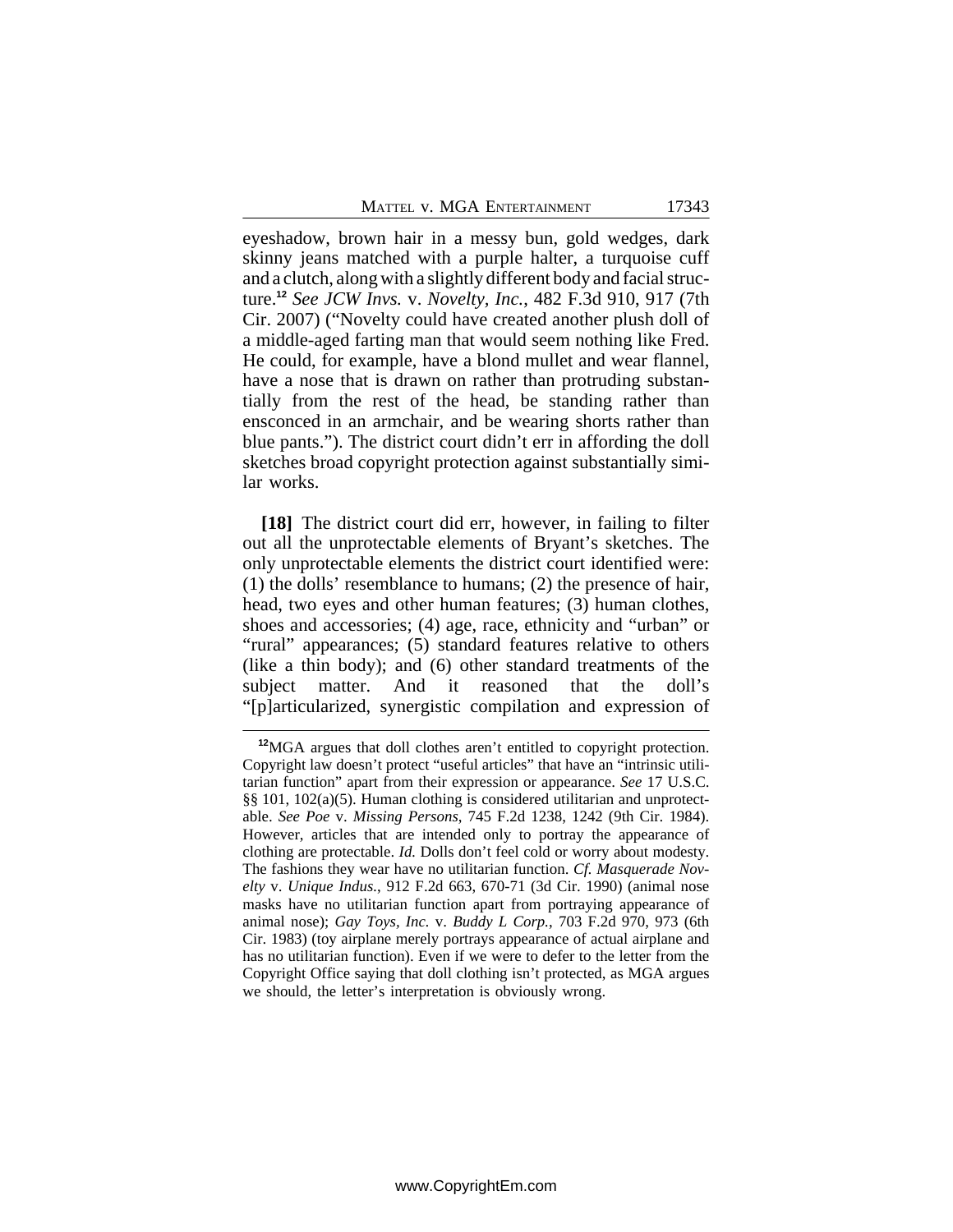eyeshadow, brown hair in a messy bun, gold wedges, dark skinny jeans matched with a purple halter, a turquoise cuff and a clutch, along with a slightly different body and facial structure.[12] *See JCW Invs.* v. *Novelty, Inc.*, 482 F.3d 910, 917 (7th Cir. 2007) ("Novelty could have created another plush doll of a middle-aged farting man that would seem nothing like Fred. He could, for example, have a blond mullet and wear flannel, have a nose that is drawn on rather than protruding substantially from the rest of the head, be standing rather than ensconced in an armchair, and be wearing shorts rather than blue pants."). The district court didn't err in affording the doll sketches broad copyright protection against substantially similar works.

**[18]** The district court did err, however, in failing to filter out all the unprotectable elements of Bryant's sketches. The only unprotectable elements the district court identified were: (1) the dolls' resemblance to humans; (2) the presence of hair, head, two eyes and other human features; (3) human clothes, shoes and accessories; (4) age, race, ethnicity and "urban" or "rural" appearances; (5) standard features relative to others (like a thin body); and (6) other standard treatments of the subject matter. And it reasoned that the doll's "[p]articularized, synergistic compilation and expression of

---

[12] MGA argues that doll clothes aren't entitled to copyright protection. Copyright law doesn't protect "useful articles" that have an "intrinsic utilitarian function" apart from their expression or appearance. *See* 17 U.S.C. §§ 101, 102(a)(5). Human clothing is considered utilitarian and unprotectable. *See Poe* v. *Missing Persons*, 745 F.2d 1238, 1242 (9th Cir. 1984). However, articles that are intended only to portray the appearance of clothing are protectable. *Id.* Dolls don't feel cold or worry about modesty. The fashions they wear have no utilitarian function. *Cf. Masquerade Novelty* v. *Unique Indus.*, 912 F.2d 663, 670-71 (3d Cir. 1990) (animal nose masks have no utilitarian function apart from portraying appearance of animal nose); *Gay Toys, Inc.* v. *Buddy L Corp.*, 703 F.2d 970, 973 (6th Cir. 1983) (toy airplane merely portrays appearance of actual airplane and has no utilitarian function). Even if we were to defer to the letter from the Copyright Office saying that doll clothing isn't protected, as MGA argues we should, the letter's interpretation is obviously wrong.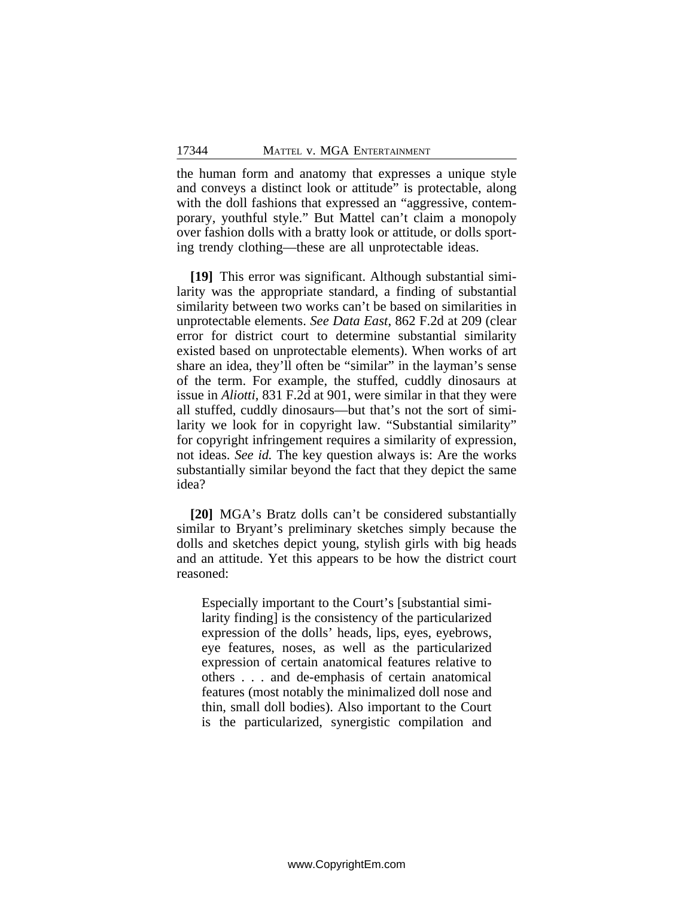the human form and anatomy that expresses a unique style and conveys a distinct look or attitude" is protectable, along with the doll fashions that expressed an "aggressive, contemporary, youthful style." But Mattel can't claim a monopoly over fashion dolls with a bratty look or attitude, or dolls sporting trendy clothing—these are all unprotectable ideas.

**[19]** This error was significant. Although substantial similarity was the appropriate standard, a finding of substantial similarity between two works can't be based on similarities in unprotectable elements. *See Data East*, 862 F.2d at 209 (clear error for district court to determine substantial similarity existed based on unprotectable elements). When works of art share an idea, they'll often be "similar" in the layman's sense of the term. For example, the stuffed, cuddly dinosaurs at issue in *Aliotti*, 831 F.2d at 901, were similar in that they were all stuffed, cuddly dinosaurs—but that's not the sort of similarity we look for in copyright law. "Substantial similarity" for copyright infringement requires a similarity of expression, not ideas. *See id.* The key question always is: Are the works substantially similar beyond the fact that they depict the same idea?

**[20]** MGA's Bratz dolls can't be considered substantially similar to Bryant's preliminary sketches simply because the dolls and sketches depict young, stylish girls with big heads and an attitude. Yet this appears to be how the district court reasoned:

> Especially important to the Court's [substantial similarity finding] is the consistency of the particularized expression of the dolls' heads, lips, eyes, eyebrows, eye features, noses, as well as the particularized expression of certain anatomical features relative to others . . . and de-emphasis of certain anatomical features (most notably the minimalized doll nose and thin, small doll bodies). Also important to the Court is the particularized, synergistic compilation and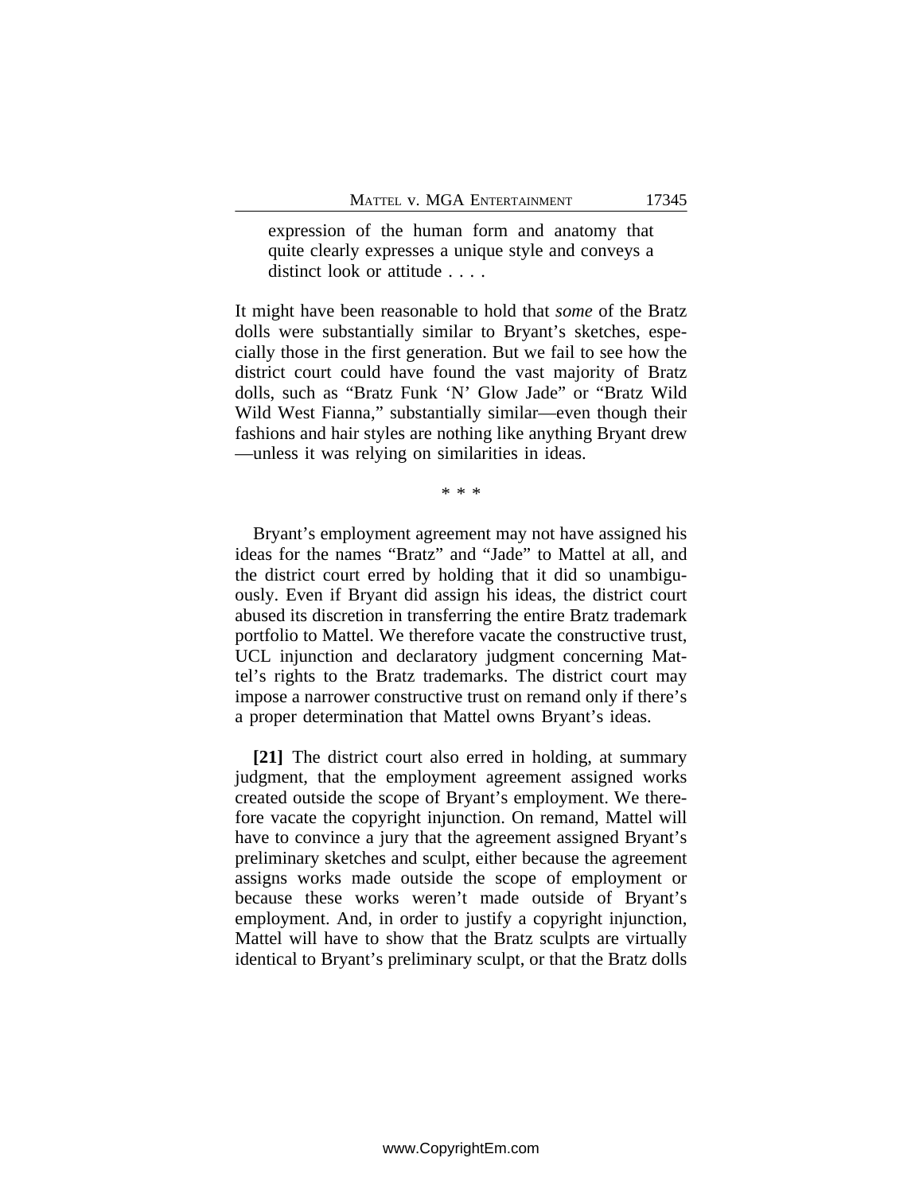> expression of the human form and anatomy that quite clearly expresses a unique style and conveys a distinct look or attitude . . . .

It might have been reasonable to hold that *some* of the Bratz dolls were substantially similar to Bryant's sketches, especially those in the first generation. But we fail to see how the district court could have found the vast majority of Bratz dolls, such as "Bratz Funk 'N' Glow Jade" or "Bratz Wild Wild West Fianna," substantially similar—even though their fashions and hair styles are nothing like anything Bryant drew—unless it was relying on similarities in ideas.

\* \* \*

Bryant's employment agreement may not have assigned his ideas for the names "Bratz" and "Jade" to Mattel at all, and the district court erred by holding that it did so unambiguously. Even if Bryant did assign his ideas, the district court abused its discretion in transferring the entire Bratz trademark portfolio to Mattel. We therefore vacate the constructive trust, UCL injunction and declaratory judgment concerning Mattel's rights to the Bratz trademarks. The district court may impose a narrower constructive trust on remand only if there's a proper determination that Mattel owns Bryant's ideas.

**[21]** The district court also erred in holding, at summary judgment, that the employment agreement assigned works created outside the scope of Bryant's employment. We therefore vacate the copyright injunction. On remand, Mattel will have to convince a jury that the agreement assigned Bryant's preliminary sketches and sculpt, either because the agreement assigns works made outside the scope of employment or because these works weren't made outside of Bryant's employment. And, in order to justify a copyright injunction, Mattel will have to show that the Bratz sculpts are virtually identical to Bryant's preliminary sculpt, or that the Bratz dolls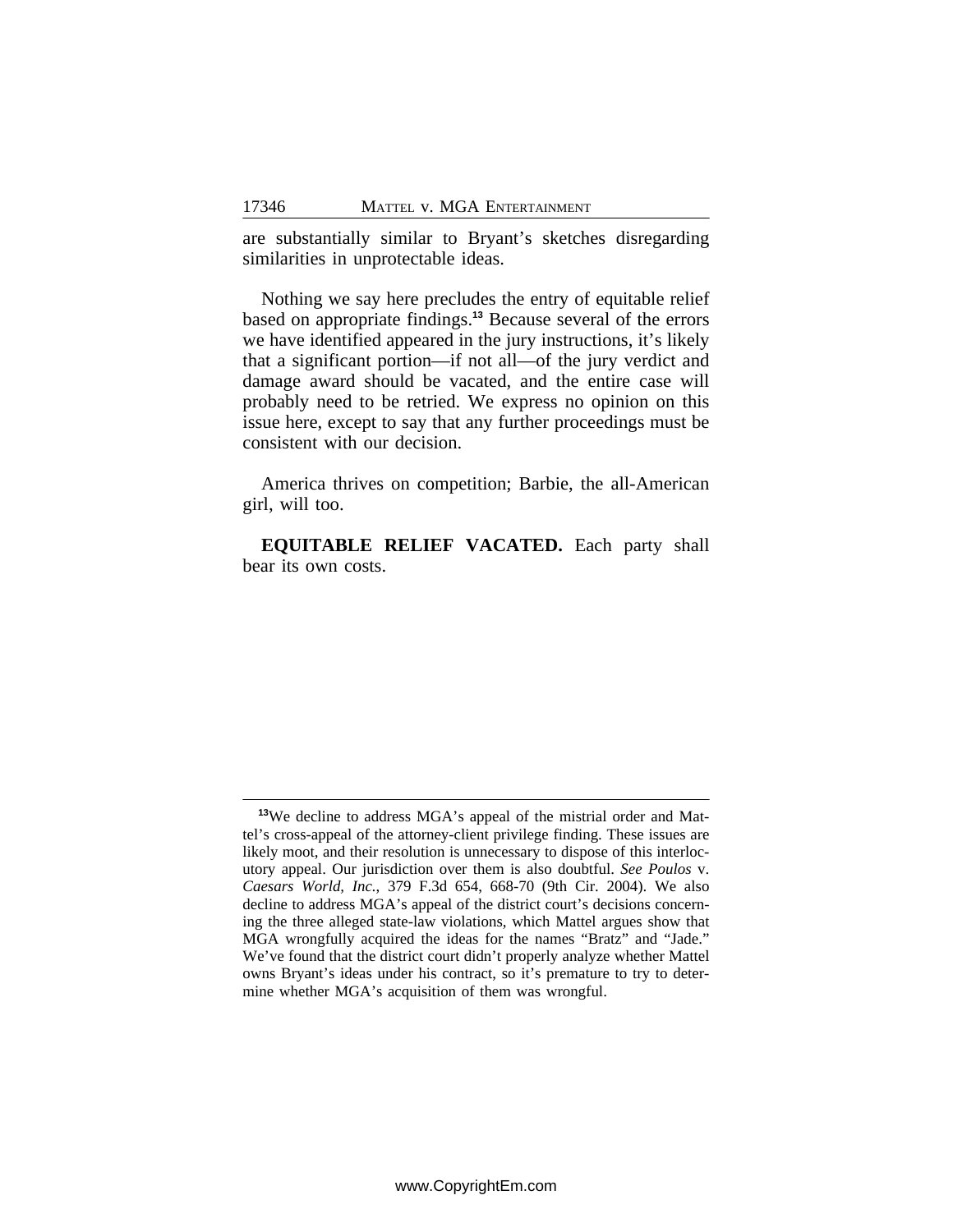are substantially similar to Bryant's sketches disregarding similarities in unprotectable ideas.

Nothing we say here precludes the entry of equitable relief based on appropriate findings.[13] Because several of the errors we have identified appeared in the jury instructions, it's likely that a significant portion—if not all—of the jury verdict and damage award should be vacated, and the entire case will probably need to be retried. We express no opinion on this issue here, except to say that any further proceedings must be consistent with our decision.

America thrives on competition; Barbie, the all-American girl, will too.

**EQUITABLE RELIEF VACATED.** Each party shall bear its own costs.

---

[13] We decline to address MGA's appeal of the mistrial order and Mattel's cross-appeal of the attorney-client privilege finding. These issues are likely moot, and their resolution is unnecessary to dispose of this interlocutory appeal. Our jurisdiction over them is also doubtful. *See Poulos* v. *Caesars World, Inc.*, 379 F.3d 654, 668-70 (9th Cir. 2004). We also decline to address MGA's appeal of the district court's decisions concerning the three alleged state-law violations, which Mattel argues show that MGA wrongfully acquired the ideas for the names "Bratz" and "Jade." We've found that the district court didn't properly analyze whether Mattel owns Bryant's ideas under his contract, so it's premature to try to determine whether MGA's acquisition of them was wrongful.